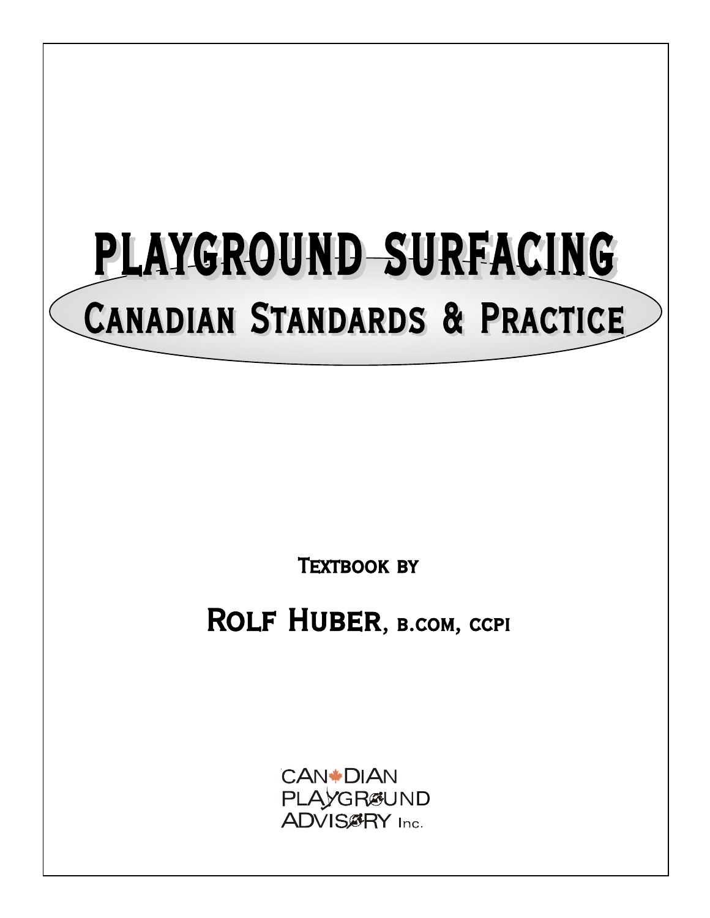# PLAYGROUND SURFACING

## CANADIAN STANDARDS & PRACTICE

TEXTBOOK BY

**ROLF HUBER, B.COM, CCPI**

CANADIAN PLAYGROUND ADVISORY Inc.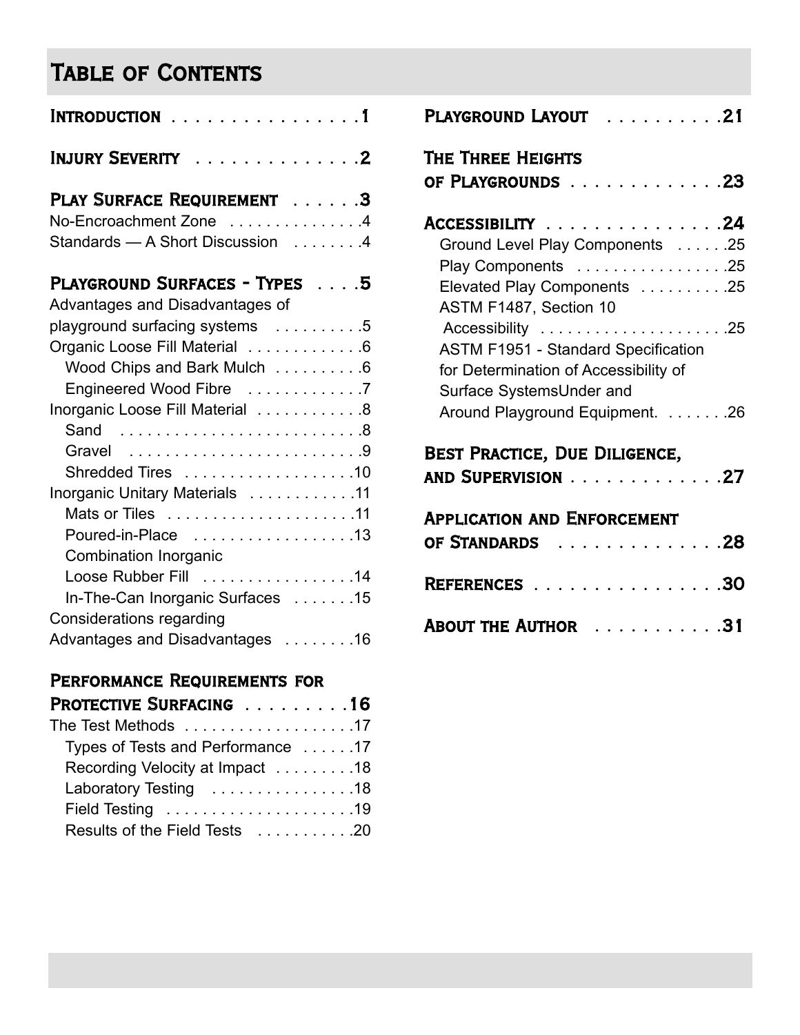# Table of Contents

**Introduction** . . . . . . . . . . . . . . . . 1

**Injury Severity** . . . . . . . . . . . . . . 2

**Play Surface Requirement** . . . . . . 3

No-Encroachment Zone . . . . . . . . . . . . . . 4

Standards — A Short Discussion . . . . . . . 4

**Playground Surfaces - Types** . . . . 5

Advantages and Disadvantages of playground surfacing systems . . . . . . . . . 5

Organic Loose Fill Material . . . . . . . . . . . . 6

- Wood Chips and Bark Mulch . . . . . . . . . 6
- Engineered Wood Fibre . . . . . . . . . . . . 7

Inorganic Loose Fill Material . . . . . . . . . . . 8

- Sand . . . . . . . . . . . . . . . . . . . . . . . . . . 8
- Gravel . . . . . . . . . . . . . . . . . . . . . . . . . 9
- Shredded Tires . . . . . . . . . . . . . . . . . . 10

Inorganic Unitary Materials . . . . . . . . . . . 11

- Mats or Tiles . . . . . . . . . . . . . . . . . . . . 11
- Poured-in-Place . . . . . . . . . . . . . . . . . 13
- Combination Inorganic Loose Rubber Fill . . . . . . . . . . . . . . . . 14
- In-The-Can Inorganic Surfaces . . . . . . . 15

Considerations regarding Advantages and Disadvantages . . . . . . . . 16

**Performance Requirements for Protective Surfacing** . . . . . . . . . 16

The Test Methods . . . . . . . . . . . . . . . . . . 17

- Types of Tests and Performance . . . . . . 17
- Recording Velocity at Impact . . . . . . . . . 18
- Laboratory Testing . . . . . . . . . . . . . . . . 18
- Field Testing . . . . . . . . . . . . . . . . . . . . 19
- Results of the Field Tests . . . . . . . . . . . 20

**Playground Layout** . . . . . . . . . . 21

**The Three Heights of Playgrounds** . . . . . . . . . . . . . 23

**Accessibility** . . . . . . . . . . . . . . . 24

- Ground Level Play Components . . . . . . 25
- Play Components . . . . . . . . . . . . . . . . 25
- Elevated Play Components . . . . . . . . . . 25
- ASTM F1487, Section 10 Accessibility . . . . . . . . . . . . . . . . . . . . 25
- ASTM F1951 - Standard Specification for Determination of Accessibility of Surface SystemsUnder and Around Playground Equipment. . . . . . . . 26

**Best Practice, Due Diligence, and Supervision** . . . . . . . . . . . . . 27

**Application and Enforcement of Standards** . . . . . . . . . . . . . . 28

**References** . . . . . . . . . . . . . . . . . 30

**About the Author** . . . . . . . . . . . 31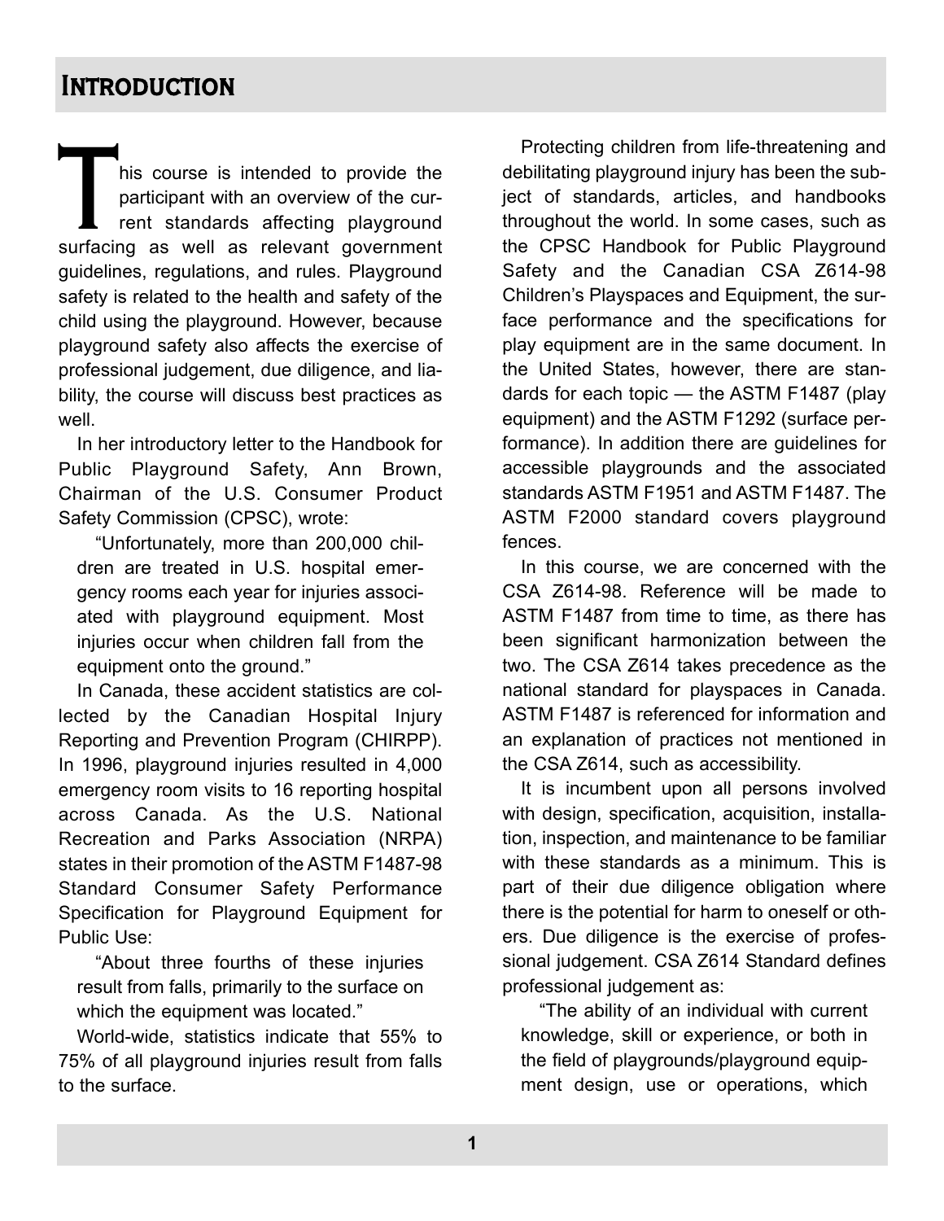# Introduction

This course is intended to provide the participant with an overview of the current standards affecting playground surfacing as well as relevant government guidelines, regulations, and rules. Playground safety is related to the health and safety of the child using the playground. However, because playground safety also affects the exercise of professional judgement, due diligence, and liability, the course will discuss best practices as well.

In her introductory letter to the Handbook for Public Playground Safety, Ann Brown, Chairman of the U.S. Consumer Product Safety Commission (CPSC), wrote:

> "Unfortunately, more than 200,000 children are treated in U.S. hospital emergency rooms each year for injuries associated with playground equipment. Most injuries occur when children fall from the equipment onto the ground."

In Canada, these accident statistics are collected by the Canadian Hospital Injury Reporting and Prevention Program (CHIRPP). In 1996, playground injuries resulted in 4,000 emergency room visits to 16 reporting hospital across Canada. As the U.S. National Recreation and Parks Association (NRPA) states in their promotion of the ASTM F1487-98 Standard Consumer Safety Performance Specification for Playground Equipment for Public Use:

> "About three fourths of these injuries result from falls, primarily to the surface on which the equipment was located."

World-wide, statistics indicate that 55% to 75% of all playground injuries result from falls to the surface.

Protecting children from life-threatening and debilitating playground injury has been the subject of standards, articles, and handbooks throughout the world. In some cases, such as the CPSC Handbook for Public Playground Safety and the Canadian CSA Z614-98 Children's Playspaces and Equipment, the surface performance and the specifications for play equipment are in the same document. In the United States, however, there are standards for each topic — the ASTM F1487 (play equipment) and the ASTM F1292 (surface performance). In addition there are guidelines for accessible playgrounds and the associated standards ASTM F1951 and ASTM F1487. The ASTM F2000 standard covers playground fences.

In this course, we are concerned with the CSA Z614-98. Reference will be made to ASTM F1487 from time to time, as there has been significant harmonization between the two. The CSA Z614 takes precedence as the national standard for playspaces in Canada. ASTM F1487 is referenced for information and an explanation of practices not mentioned in the CSA Z614, such as accessibility.

It is incumbent upon all persons involved with design, specification, acquisition, installation, inspection, and maintenance to be familiar with these standards as a minimum. This is part of their due diligence obligation where there is the potential for harm to oneself or others. Due diligence is the exercise of professional judgement. CSA Z614 Standard defines professional judgement as:

> "The ability of an individual with current knowledge, skill or experience, or both in the field of playgrounds/playground equipment design, use or operations, which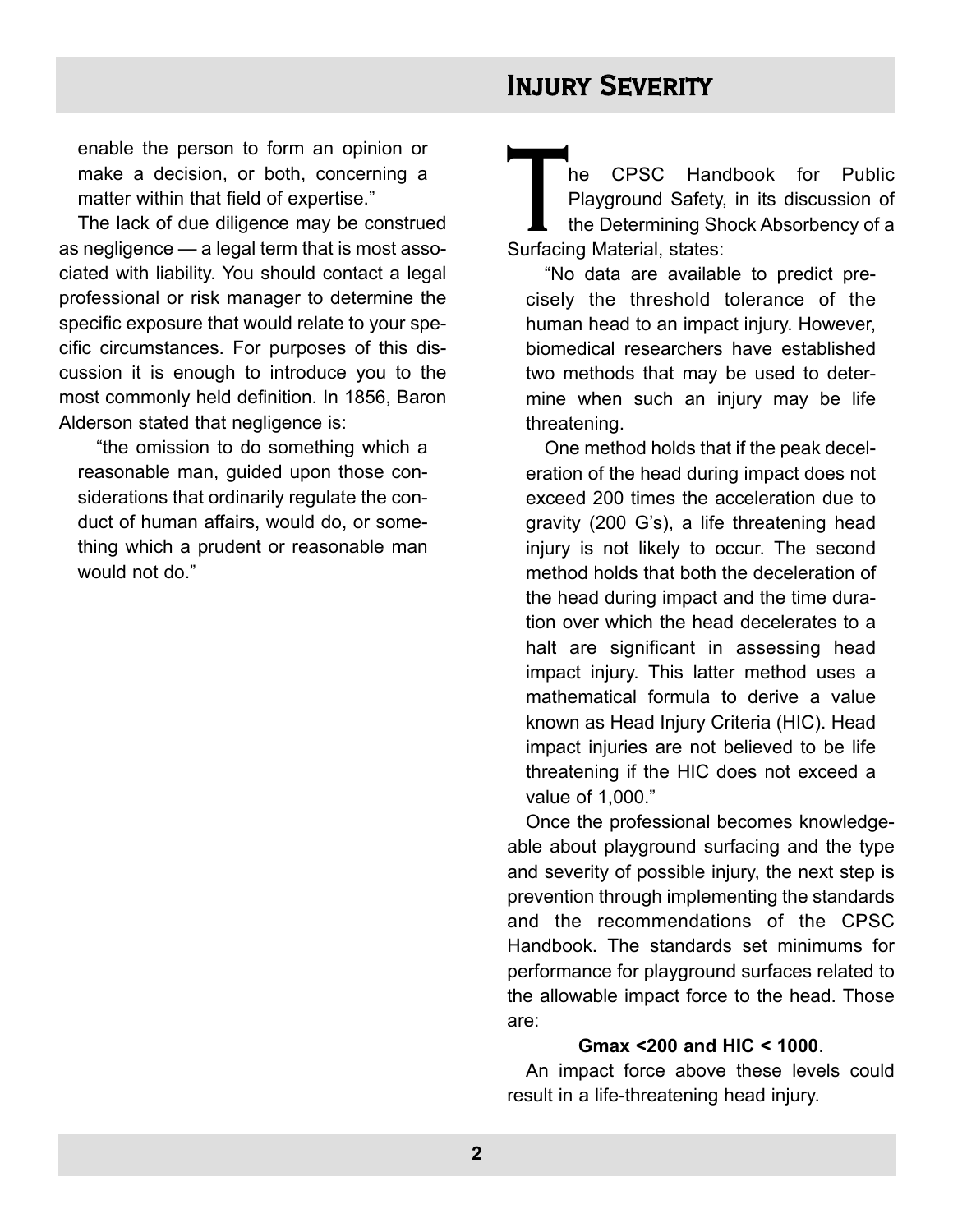enable the person to form an opinion or make a decision, or both, concerning a matter within that field of expertise."

The lack of due diligence may be construed as negligence — a legal term that is most associated with liability. You should contact a legal professional or risk manager to determine the specific exposure that would relate to your specific circumstances. For purposes of this discussion it is enough to introduce you to the most commonly held definition. In 1856, Baron Alderson stated that negligence is:

> "the omission to do something which a reasonable man, guided upon those considerations that ordinarily regulate the conduct of human affairs, would do, or something which a prudent or reasonable man would not do."

## Injury Severity

The CPSC Handbook for Public Playground Safety, in its discussion of the Determining Shock Absorbency of a Surfacing Material, states:

> "No data are available to predict precisely the threshold tolerance of the human head to an impact injury. However, biomedical researchers have established two methods that may be used to determine when such an injury may be life threatening.
>
> One method holds that if the peak deceleration of the head during impact does not exceed 200 times the acceleration due to gravity (200 G's), a life threatening head injury is not likely to occur. The second method holds that both the deceleration of the head during impact and the time duration over which the head decelerates to a halt are significant in assessing head impact injury. This latter method uses a mathematical formula to derive a value known as Head Injury Criteria (HIC). Head impact injuries are not believed to be life threatening if the HIC does not exceed a value of 1,000."

Once the professional becomes knowledgeable about playground surfacing and the type and severity of possible injury, the next step is prevention through implementing the standards and the recommendations of the CPSC Handbook. The standards set minimums for performance for playground surfaces related to the allowable impact force to the head. Those are:

**Gmax <200 and HIC < 1000**.

An impact force above these levels could result in a life-threatening head injury.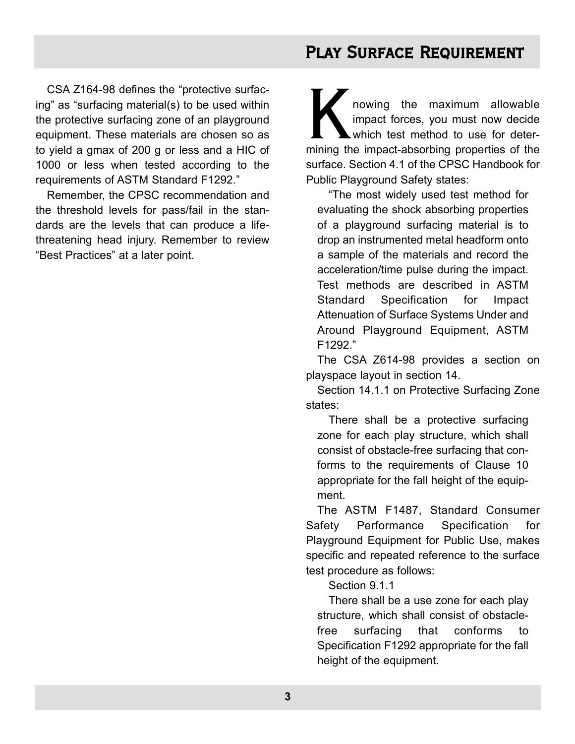## Play Surface Requirement

CSA Z164-98 defines the “protective surfacing” as “surfacing material(s) to be used within the protective surfacing zone of an playground equipment. These materials are chosen so as to yield a gmax of 200 g or less and a HIC of 1000 or less when tested according to the requirements of ASTM Standard F1292.”

Remember, the CPSC recommendation and the threshold levels for pass/fail in the standards are the levels that can produce a life-threatening head injury. Remember to review “Best Practices” at a later point.

Knowing the maximum allowable impact forces, you must now decide which test method to use for determining the impact-absorbing properties of the surface. Section 4.1 of the CPSC Handbook for Public Playground Safety states:

> “The most widely used test method for evaluating the shock absorbing properties of a playground surfacing material is to drop an instrumented metal headform onto a sample of the materials and record the acceleration/time pulse during the impact. Test methods are described in ASTM Standard Specification for Impact Attenuation of Surface Systems Under and Around Playground Equipment, ASTM F1292.”

The CSA Z614-98 provides a section on playspace layout in section 14.

Section 14.1.1 on Protective Surfacing Zone states:

> There shall be a protective surfacing zone for each play structure, which shall consist of obstacle-free surfacing that conforms to the requirements of Clause 10 appropriate for the fall height of the equipment.

The ASTM F1487, Standard Consumer Safety Performance Specification for Playground Equipment for Public Use, makes specific and repeated reference to the surface test procedure as follows:

> Section 9.1.1
>
> There shall be a use zone for each play structure, which shall consist of obstacle-free surfacing that conforms to Specification F1292 appropriate for the fall height of the equipment.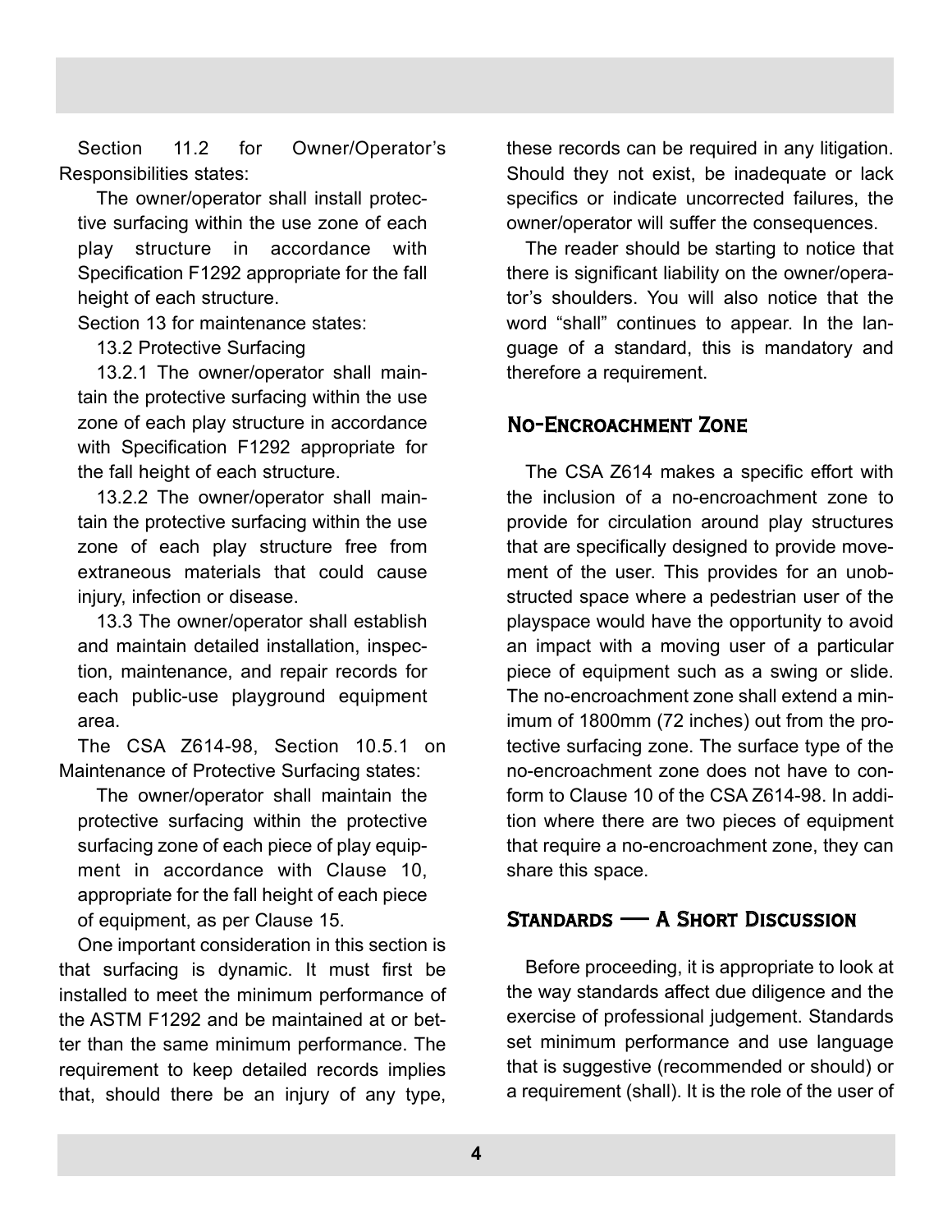Section 11.2 for Owner/Operator's Responsibilities states:

> The owner/operator shall install protective surfacing within the use zone of each play structure in accordance with Specification F1292 appropriate for the fall height of each structure.

Section 13 for maintenance states:

> 13.2 Protective Surfacing
>
> 13.2.1 The owner/operator shall maintain the protective surfacing within the use zone of each play structure in accordance with Specification F1292 appropriate for the fall height of each structure.
>
> 13.2.2 The owner/operator shall maintain the protective surfacing within the use zone of each play structure free from extraneous materials that could cause injury, infection or disease.
>
> 13.3 The owner/operator shall establish and maintain detailed installation, inspection, maintenance, and repair records for each public-use playground equipment area.

The CSA Z614-98, Section 10.5.1 on Maintenance of Protective Surfacing states:

> The owner/operator shall maintain the protective surfacing within the protective surfacing zone of each piece of play equipment in accordance with Clause 10, appropriate for the fall height of each piece of equipment, as per Clause 15.

One important consideration in this section is that surfacing is dynamic. It must first be installed to meet the minimum performance of the ASTM F1292 and be maintained at or better than the same minimum performance. The requirement to keep detailed records implies that, should there be an injury of any type, these records can be required in any litigation. Should they not exist, be inadequate or lack specifics or indicate uncorrected failures, the owner/operator will suffer the consequences.

The reader should be starting to notice that there is significant liability on the owner/operator's shoulders. You will also notice that the word "shall" continues to appear. In the language of a standard, this is mandatory and therefore a requirement.

## No-Encroachment Zone

The CSA Z614 makes a specific effort with the inclusion of a no-encroachment zone to provide for circulation around play structures that are specifically designed to provide movement of the user. This provides for an unobstructed space where a pedestrian user of the playspace would have the opportunity to avoid an impact with a moving user of a particular piece of equipment such as a swing or slide. The no-encroachment zone shall extend a minimum of 1800mm (72 inches) out from the protective surfacing zone. The surface type of the no-encroachment zone does not have to conform to Clause 10 of the CSA Z614-98. In addition where there are two pieces of equipment that require a no-encroachment zone, they can share this space.

## Standards — A Short Discussion

Before proceeding, it is appropriate to look at the way standards affect due diligence and the exercise of professional judgement. Standards set minimum performance and use language that is suggestive (recommended or should) or a requirement (shall). It is the role of the user of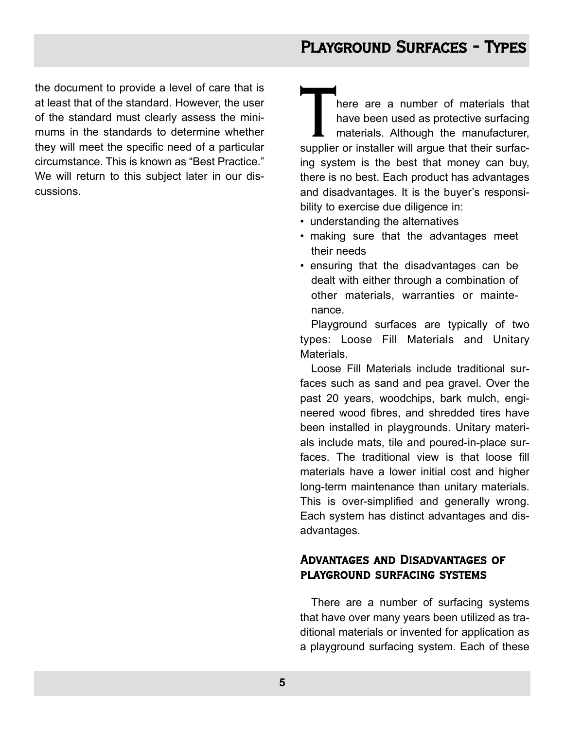the document to provide a level of care that is at least that of the standard. However, the user of the standard must clearly assess the minimums in the standards to determine whether they will meet the specific need of a particular circumstance. This is known as "Best Practice." We will return to this subject later in our discussions.

There are a number of materials that have been used as protective surfacing materials. Although the manufacturer, supplier or installer will argue that their surfacing system is the best that money can buy, there is no best. Each product has advantages and disadvantages. It is the buyer's responsibility to exercise due diligence in:

- understanding the alternatives
- making sure that the advantages meet their needs
- ensuring that the disadvantages can be dealt with either through a combination of other materials, warranties or maintenance.

Playground surfaces are typically of two types: Loose Fill Materials and Unitary Materials.

Loose Fill Materials include traditional surfaces such as sand and pea gravel. Over the past 20 years, woodchips, bark mulch, engineered wood fibres, and shredded tires have been installed in playgrounds. Unitary materials include mats, tile and poured-in-place surfaces. The traditional view is that loose fill materials have a lower initial cost and higher long-term maintenance than unitary materials. This is over-simplified and generally wrong. Each system has distinct advantages and disadvantages.

## Advantages and Disadvantages of playground surfacing systems

There are a number of surfacing systems that have over many years been utilized as traditional materials or invented for application as a playground surfacing system. Each of these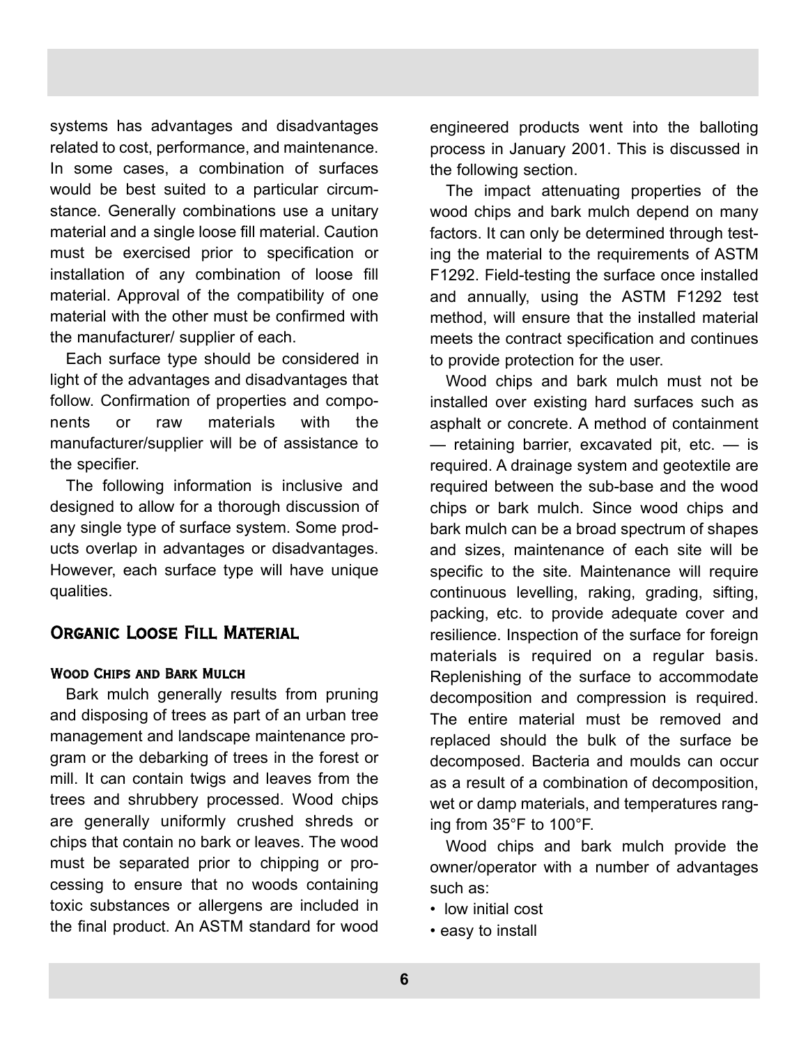systems has advantages and disadvantages related to cost, performance, and maintenance. In some cases, a combination of surfaces would be best suited to a particular circumstance. Generally combinations use a unitary material and a single loose fill material. Caution must be exercised prior to specification or installation of any combination of loose fill material. Approval of the compatibility of one material with the other must be confirmed with the manufacturer/ supplier of each.

Each surface type should be considered in light of the advantages and disadvantages that follow. Confirmation of properties and components or raw materials with the manufacturer/supplier will be of assistance to the specifier.

The following information is inclusive and designed to allow for a thorough discussion of any single type of surface system. Some products overlap in advantages or disadvantages. However, each surface type will have unique qualities.

## Organic Loose Fill Material

### Wood Chips and Bark Mulch

Bark mulch generally results from pruning and disposing of trees as part of an urban tree management and landscape maintenance program or the debarking of trees in the forest or mill. It can contain twigs and leaves from the trees and shrubbery processed. Wood chips are generally uniformly crushed shreds or chips that contain no bark or leaves. The wood must be separated prior to chipping or processing to ensure that no woods containing toxic substances or allergens are included in the final product. An ASTM standard for wood engineered products went into the balloting process in January 2001. This is discussed in the following section.

The impact attenuating properties of the wood chips and bark mulch depend on many factors. It can only be determined through testing the material to the requirements of ASTM F1292. Field-testing the surface once installed and annually, using the ASTM F1292 test method, will ensure that the installed material meets the contract specification and continues to provide protection for the user.

Wood chips and bark mulch must not be installed over existing hard surfaces such as asphalt or concrete. A method of containment — retaining barrier, excavated pit, etc. — is required. A drainage system and geotextile are required between the sub-base and the wood chips or bark mulch. Since wood chips and bark mulch can be a broad spectrum of shapes and sizes, maintenance of each site will be specific to the site. Maintenance will require continuous levelling, raking, grading, sifting, packing, etc. to provide adequate cover and resilience. Inspection of the surface for foreign materials is required on a regular basis. Replenishing of the surface to accommodate decomposition and compression is required. The entire material must be removed and replaced should the bulk of the surface be decomposed. Bacteria and moulds can occur as a result of a combination of decomposition, wet or damp materials, and temperatures ranging from 35°F to 100°F.

Wood chips and bark mulch provide the owner/operator with a number of advantages such as:

- low initial cost
- easy to install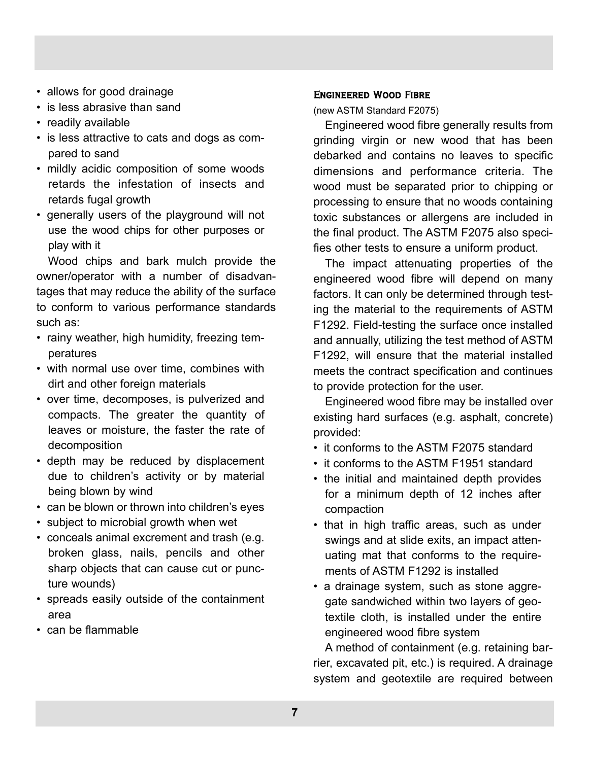- allows for good drainage
- is less abrasive than sand
- readily available
- is less attractive to cats and dogs as compared to sand
- mildly acidic composition of some woods retards the infestation of insects and retards fugal growth
- generally users of the playground will not use the wood chips for other purposes or play with it

Wood chips and bark mulch provide the owner/operator with a number of disadvantages that may reduce the ability of the surface to conform to various performance standards such as:

- rainy weather, high humidity, freezing temperatures
- with normal use over time, combines with dirt and other foreign materials
- over time, decomposes, is pulverized and compacts. The greater the quantity of leaves or moisture, the faster the rate of decomposition
- depth may be reduced by displacement due to children's activity or by material being blown by wind
- can be blown or thrown into children's eyes
- subject to microbial growth when wet
- conceals animal excrement and trash (e.g. broken glass, nails, pencils and other sharp objects that can cause cut or puncture wounds)
- spreads easily outside of the containment area
- can be flammable

### Engineered Wood Fibre

(new ASTM Standard F2075)

Engineered wood fibre generally results from grinding virgin or new wood that has been debarked and contains no leaves to specific dimensions and performance criteria. The wood must be separated prior to chipping or processing to ensure that no woods containing toxic substances or allergens are included in the final product. The ASTM F2075 also specifies other tests to ensure a uniform product.

The impact attenuating properties of the engineered wood fibre will depend on many factors. It can only be determined through testing the material to the requirements of ASTM F1292. Field-testing the surface once installed and annually, utilizing the test method of ASTM F1292, will ensure that the material installed meets the contract specification and continues to provide protection for the user.

Engineered wood fibre may be installed over existing hard surfaces (e.g. asphalt, concrete) provided:

- it conforms to the ASTM F2075 standard
- it conforms to the ASTM F1951 standard
- the initial and maintained depth provides for a minimum depth of 12 inches after compaction
- that in high traffic areas, such as under swings and at slide exits, an impact attenuating mat that conforms to the requirements of ASTM F1292 is installed
- a drainage system, such as stone aggregate sandwiched within two layers of geotextile cloth, is installed under the entire engineered wood fibre system

A method of containment (e.g. retaining barrier, excavated pit, etc.) is required. A drainage system and geotextile are required between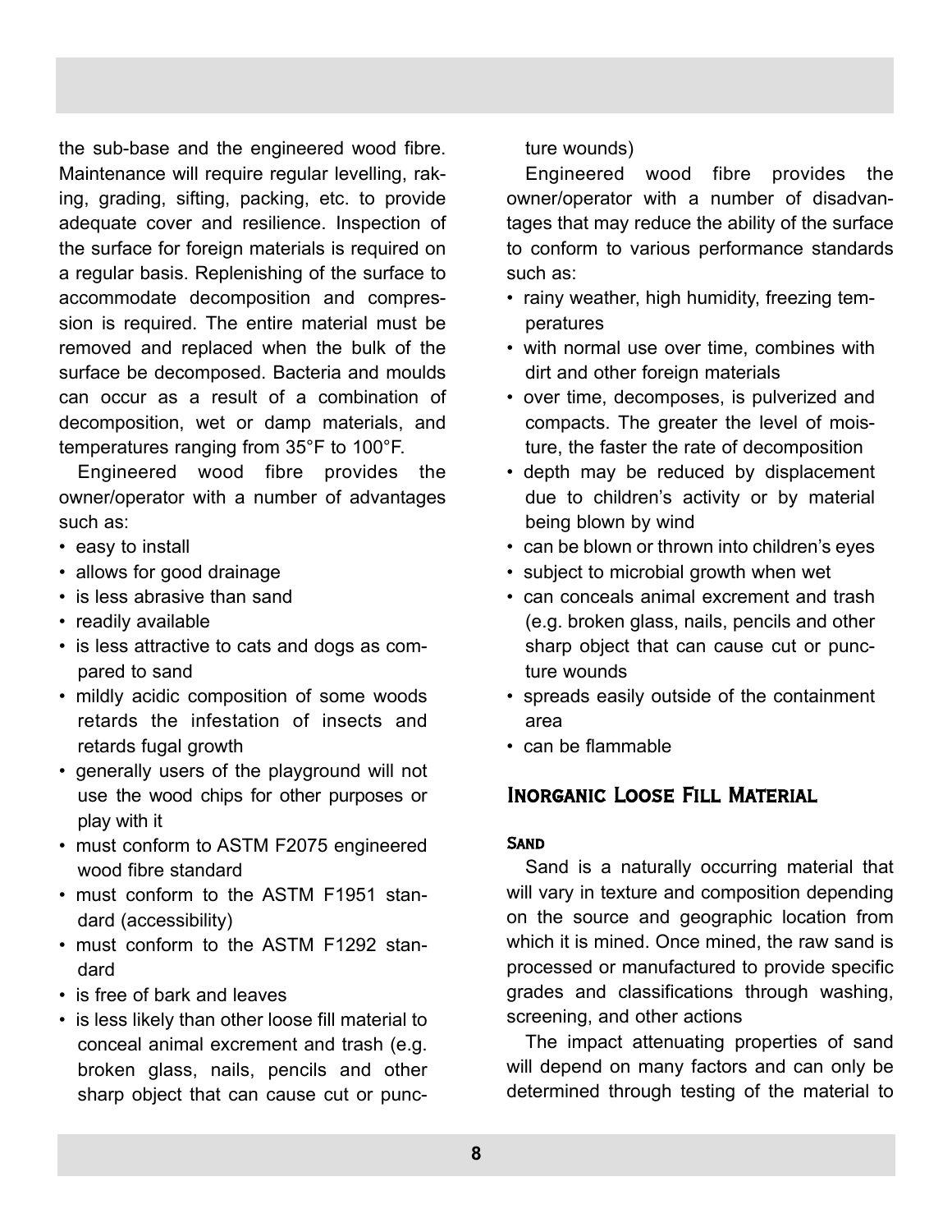the sub-base and the engineered wood fibre. Maintenance will require regular levelling, raking, grading, sifting, packing, etc. to provide adequate cover and resilience. Inspection of the surface for foreign materials is required on a regular basis. Replenishing of the surface to accommodate decomposition and compression is required. The entire material must be removed and replaced when the bulk of the surface be decomposed. Bacteria and moulds can occur as a result of a combination of decomposition, wet or damp materials, and temperatures ranging from 35°F to 100°F.

Engineered wood fibre provides the owner/operator with a number of advantages such as:

- easy to install
- allows for good drainage
- is less abrasive than sand
- readily available
- is less attractive to cats and dogs as compared to sand
- mildly acidic composition of some woods retards the infestation of insects and retards fugal growth
- generally users of the playground will not use the wood chips for other purposes or play with it
- must conform to ASTM F2075 engineered wood fibre standard
- must conform to the ASTM F1951 standard (accessibility)
- must conform to the ASTM F1292 standard
- is free of bark and leaves
- is less likely than other loose fill material to conceal animal excrement and trash (e.g. broken glass, nails, pencils and other sharp object that can cause cut or puncture wounds)

Engineered wood fibre provides the owner/operator with a number of disadvantages that may reduce the ability of the surface to conform to various performance standards such as:

- rainy weather, high humidity, freezing temperatures
- with normal use over time, combines with dirt and other foreign materials
- over time, decomposes, is pulverized and compacts. The greater the level of moisture, the faster the rate of decomposition
- depth may be reduced by displacement due to children's activity or by material being blown by wind
- can be blown or thrown into children's eyes
- subject to microbial growth when wet
- can conceals animal excrement and trash (e.g. broken glass, nails, pencils and other sharp object that can cause cut or puncture wounds
- spreads easily outside of the containment area
- can be flammable

## Inorganic Loose Fill Material

### Sand

Sand is a naturally occurring material that will vary in texture and composition depending on the source and geographic location from which it is mined. Once mined, the raw sand is processed or manufactured to provide specific grades and classifications through washing, screening, and other actions

The impact attenuating properties of sand will depend on many factors and can only be determined through testing of the material to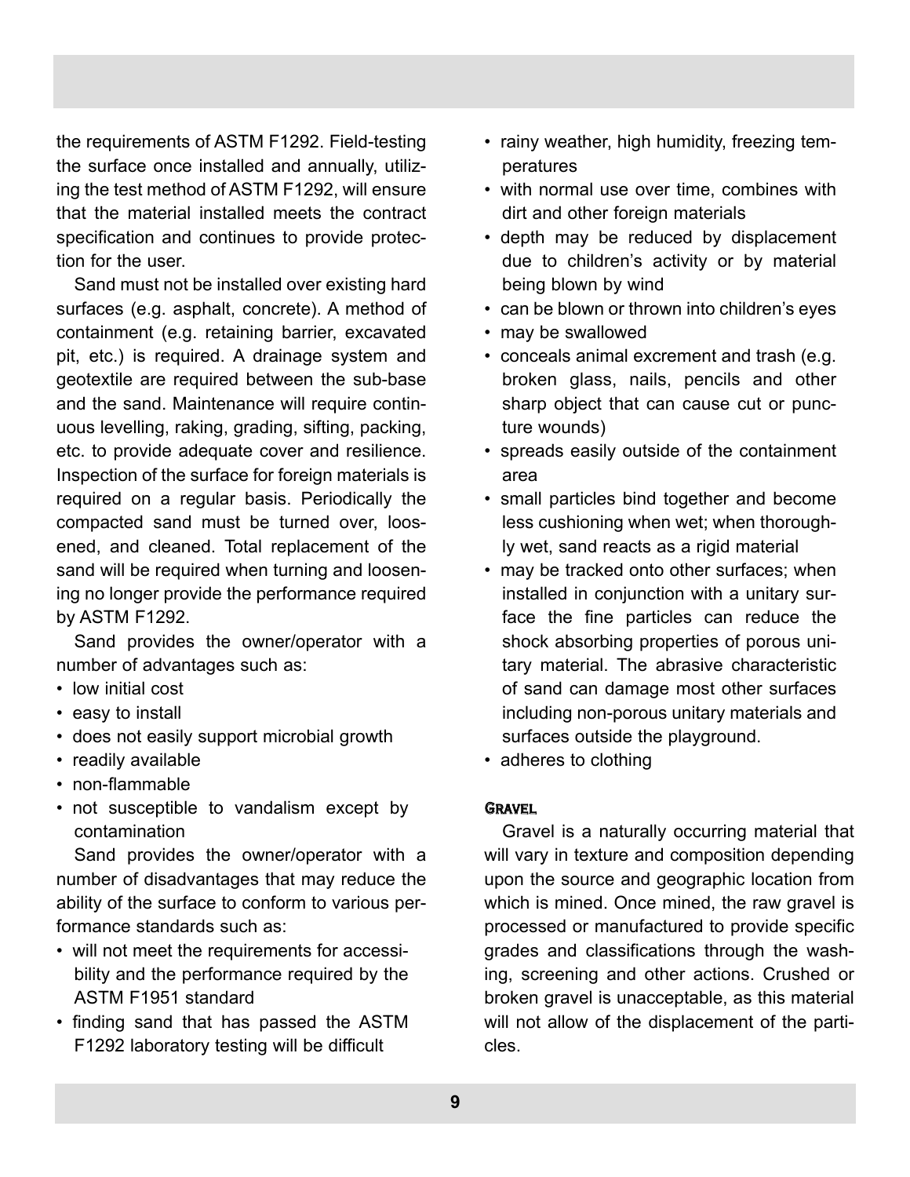the requirements of ASTM F1292. Field-testing the surface once installed and annually, utilizing the test method of ASTM F1292, will ensure that the material installed meets the contract specification and continues to provide protection for the user.

Sand must not be installed over existing hard surfaces (e.g. asphalt, concrete). A method of containment (e.g. retaining barrier, excavated pit, etc.) is required. A drainage system and geotextile are required between the sub-base and the sand. Maintenance will require continuous levelling, raking, grading, sifting, packing, etc. to provide adequate cover and resilience. Inspection of the surface for foreign materials is required on a regular basis. Periodically the compacted sand must be turned over, loosened, and cleaned. Total replacement of the sand will be required when turning and loosening no longer provide the performance required by ASTM F1292.

Sand provides the owner/operator with a number of advantages such as:

- low initial cost
- easy to install
- does not easily support microbial growth
- readily available
- non-flammable
- not susceptible to vandalism except by contamination

Sand provides the owner/operator with a number of disadvantages that may reduce the ability of the surface to conform to various performance standards such as:

- will not meet the requirements for accessibility and the performance required by the ASTM F1951 standard
- finding sand that has passed the ASTM F1292 laboratory testing will be difficult
- rainy weather, high humidity, freezing temperatures
- with normal use over time, combines with dirt and other foreign materials
- depth may be reduced by displacement due to children's activity or by material being blown by wind
- can be blown or thrown into children's eyes
- may be swallowed
- conceals animal excrement and trash (e.g. broken glass, nails, pencils and other sharp object that can cause cut or puncture wounds)
- spreads easily outside of the containment area
- small particles bind together and become less cushioning when wet; when thoroughly wet, sand reacts as a rigid material
- may be tracked onto other surfaces; when installed in conjunction with a unitary surface the fine particles can reduce the shock absorbing properties of porous unitary material. The abrasive characteristic of sand can damage most other surfaces including non-porous unitary materials and surfaces outside the playground.
- adheres to clothing

### Gravel

Gravel is a naturally occurring material that will vary in texture and composition depending upon the source and geographic location from which is mined. Once mined, the raw gravel is processed or manufactured to provide specific grades and classifications through the washing, screening and other actions. Crushed or broken gravel is unacceptable, as this material will not allow of the displacement of the particles.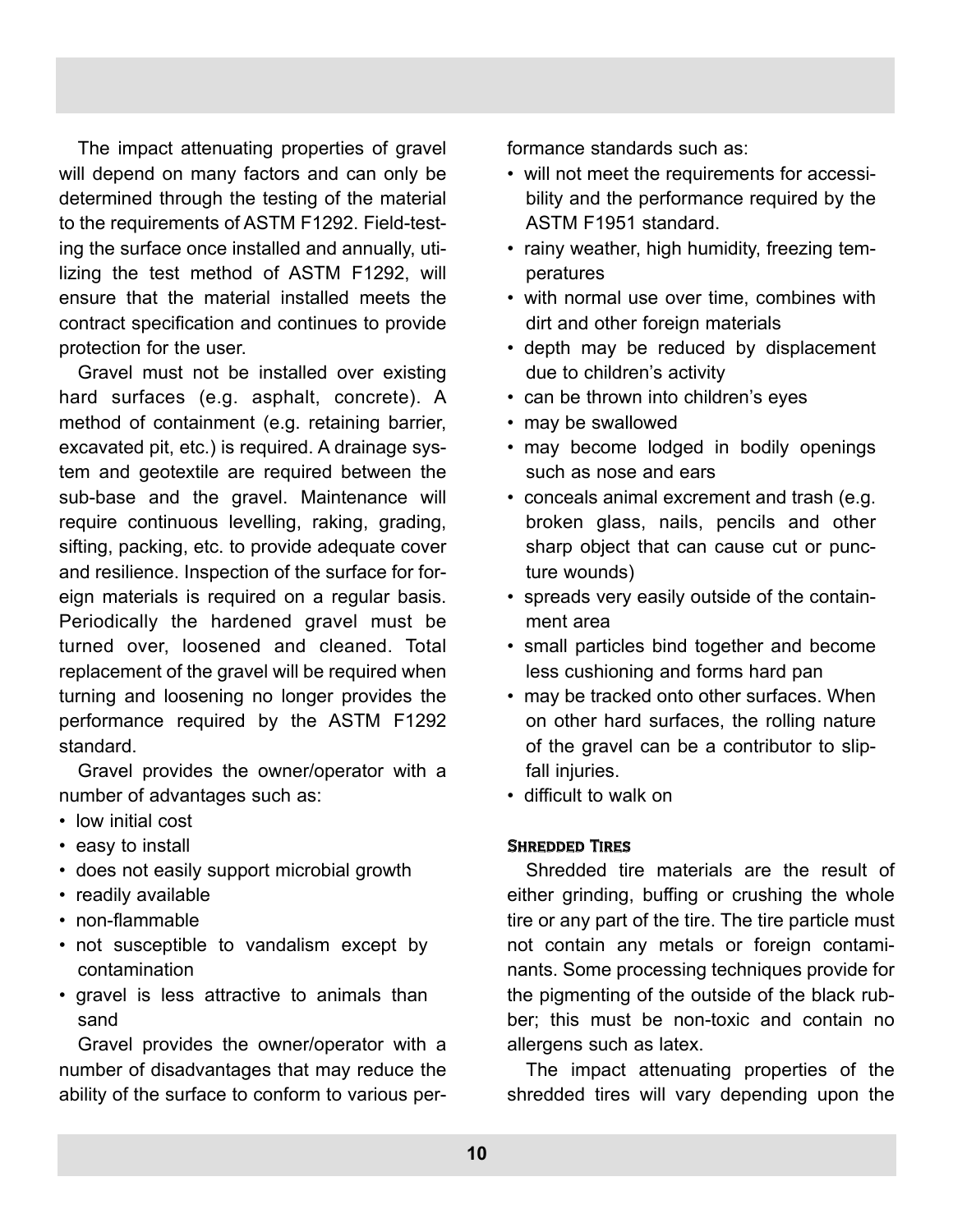The impact attenuating properties of gravel will depend on many factors and can only be determined through the testing of the material to the requirements of ASTM F1292. Field-testing the surface once installed and annually, utilizing the test method of ASTM F1292, will ensure that the material installed meets the contract specification and continues to provide protection for the user.

Gravel must not be installed over existing hard surfaces (e.g. asphalt, concrete). A method of containment (e.g. retaining barrier, excavated pit, etc.) is required. A drainage system and geotextile are required between the sub-base and the gravel. Maintenance will require continuous levelling, raking, grading, sifting, packing, etc. to provide adequate cover and resilience. Inspection of the surface for foreign materials is required on a regular basis. Periodically the hardened gravel must be turned over, loosened and cleaned. Total replacement of the gravel will be required when turning and loosening no longer provides the performance required by the ASTM F1292 standard.

Gravel provides the owner/operator with a number of advantages such as:

- low initial cost
- easy to install
- does not easily support microbial growth
- readily available
- non-flammable
- not susceptible to vandalism except by contamination
- gravel is less attractive to animals than sand

Gravel provides the owner/operator with a number of disadvantages that may reduce the ability of the surface to conform to various performance standards such as:

- will not meet the requirements for accessibility and the performance required by the ASTM F1951 standard.
- rainy weather, high humidity, freezing temperatures
- with normal use over time, combines with dirt and other foreign materials
- depth may be reduced by displacement due to children's activity
- can be thrown into children's eyes
- may be swallowed
- may become lodged in bodily openings such as nose and ears
- conceals animal excrement and trash (e.g. broken glass, nails, pencils and other sharp object that can cause cut or puncture wounds)
- spreads very easily outside of the containment area
- small particles bind together and become less cushioning and forms hard pan
- may be tracked onto other surfaces. When on other hard surfaces, the rolling nature of the gravel can be a contributor to slip-fall injuries.
- difficult to walk on

### Shredded Tires

Shredded tire materials are the result of either grinding, buffing or crushing the whole tire or any part of the tire. The tire particle must not contain any metals or foreign contaminants. Some processing techniques provide for the pigmenting of the outside of the black rubber; this must be non-toxic and contain no allergens such as latex.

The impact attenuating properties of the shredded tires will vary depending upon the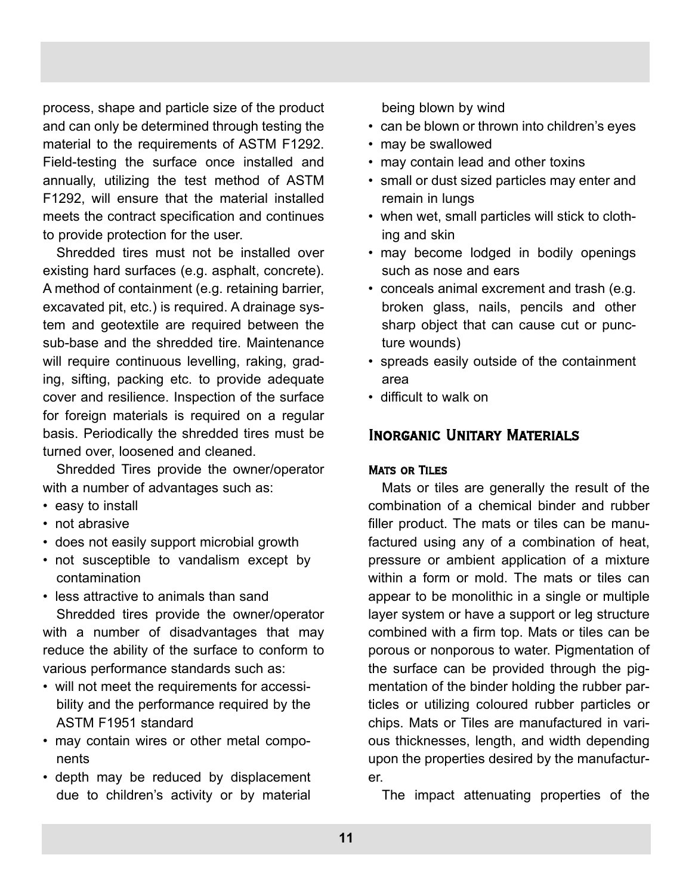process, shape and particle size of the product and can only be determined through testing the material to the requirements of ASTM F1292. Field-testing the surface once installed and annually, utilizing the test method of ASTM F1292, will ensure that the material installed meets the contract specification and continues to provide protection for the user.

Shredded tires must not be installed over existing hard surfaces (e.g. asphalt, concrete). A method of containment (e.g. retaining barrier, excavated pit, etc.) is required. A drainage system and geotextile are required between the sub-base and the shredded tire. Maintenance will require continuous levelling, raking, grading, sifting, packing etc. to provide adequate cover and resilience. Inspection of the surface for foreign materials is required on a regular basis. Periodically the shredded tires must be turned over, loosened and cleaned.

Shredded Tires provide the owner/operator with a number of advantages such as:

- easy to install
- not abrasive
- does not easily support microbial growth
- not susceptible to vandalism except by contamination
- less attractive to animals than sand

Shredded tires provide the owner/operator with a number of disadvantages that may reduce the ability of the surface to conform to various performance standards such as:

- will not meet the requirements for accessibility and the performance required by the ASTM F1951 standard
- may contain wires or other metal components
- depth may be reduced by displacement due to children's activity or by material being blown by wind
- can be blown or thrown into children's eyes
- may be swallowed
- may contain lead and other toxins
- small or dust sized particles may enter and remain in lungs
- when wet, small particles will stick to clothing and skin
- may become lodged in bodily openings such as nose and ears
- conceals animal excrement and trash (e.g. broken glass, nails, pencils and other sharp object that can cause cut or puncture wounds)
- spreads easily outside of the containment area
- difficult to walk on

## Inorganic Unitary Materials

### Mats or Tiles

Mats or tiles are generally the result of the combination of a chemical binder and rubber filler product. The mats or tiles can be manufactured using any of a combination of heat, pressure or ambient application of a mixture within a form or mold. The mats or tiles can appear to be monolithic in a single or multiple layer system or have a support or leg structure combined with a firm top. Mats or tiles can be porous or nonporous to water. Pigmentation of the surface can be provided through the pigmentation of the binder holding the rubber particles or utilizing coloured rubber particles or chips. Mats or Tiles are manufactured in various thicknesses, length, and width depending upon the properties desired by the manufacturer.

The impact attenuating properties of the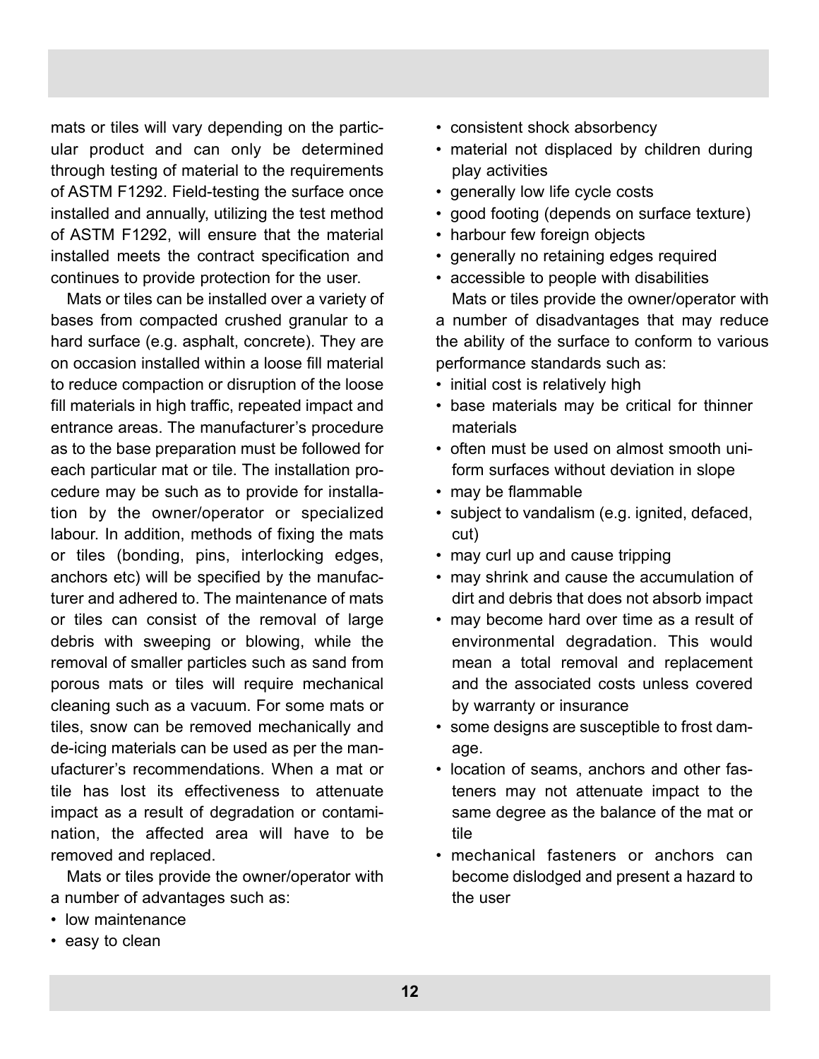mats or tiles will vary depending on the particular product and can only be determined through testing of material to the requirements of ASTM F1292. Field-testing the surface once installed and annually, utilizing the test method of ASTM F1292, will ensure that the material installed meets the contract specification and continues to provide protection for the user.

Mats or tiles can be installed over a variety of bases from compacted crushed granular to a hard surface (e.g. asphalt, concrete). They are on occasion installed within a loose fill material to reduce compaction or disruption of the loose fill materials in high traffic, repeated impact and entrance areas. The manufacturer's procedure as to the base preparation must be followed for each particular mat or tile. The installation procedure may be such as to provide for installation by the owner/operator or specialized labour. In addition, methods of fixing the mats or tiles (bonding, pins, interlocking edges, anchors etc) will be specified by the manufacturer and adhered to. The maintenance of mats or tiles can consist of the removal of large debris with sweeping or blowing, while the removal of smaller particles such as sand from porous mats or tiles will require mechanical cleaning such as a vacuum. For some mats or tiles, snow can be removed mechanically and de-icing materials can be used as per the manufacturer's recommendations. When a mat or tile has lost its effectiveness to attenuate impact as a result of degradation or contamination, the affected area will have to be removed and replaced.

Mats or tiles provide the owner/operator with a number of advantages such as:

- low maintenance
- easy to clean
- consistent shock absorbency
- material not displaced by children during play activities
- generally low life cycle costs
- good footing (depends on surface texture)
- harbour few foreign objects
- generally no retaining edges required
- accessible to people with disabilities

Mats or tiles provide the owner/operator with a number of disadvantages that may reduce the ability of the surface to conform to various performance standards such as:

- initial cost is relatively high
- base materials may be critical for thinner materials
- often must be used on almost smooth uniform surfaces without deviation in slope
- may be flammable
- subject to vandalism (e.g. ignited, defaced, cut)
- may curl up and cause tripping
- may shrink and cause the accumulation of dirt and debris that does not absorb impact
- may become hard over time as a result of environmental degradation. This would mean a total removal and replacement and the associated costs unless covered by warranty or insurance
- some designs are susceptible to frost damage.
- location of seams, anchors and other fasteners may not attenuate impact to the same degree as the balance of the mat or tile
- mechanical fasteners or anchors can become dislodged and present a hazard to the user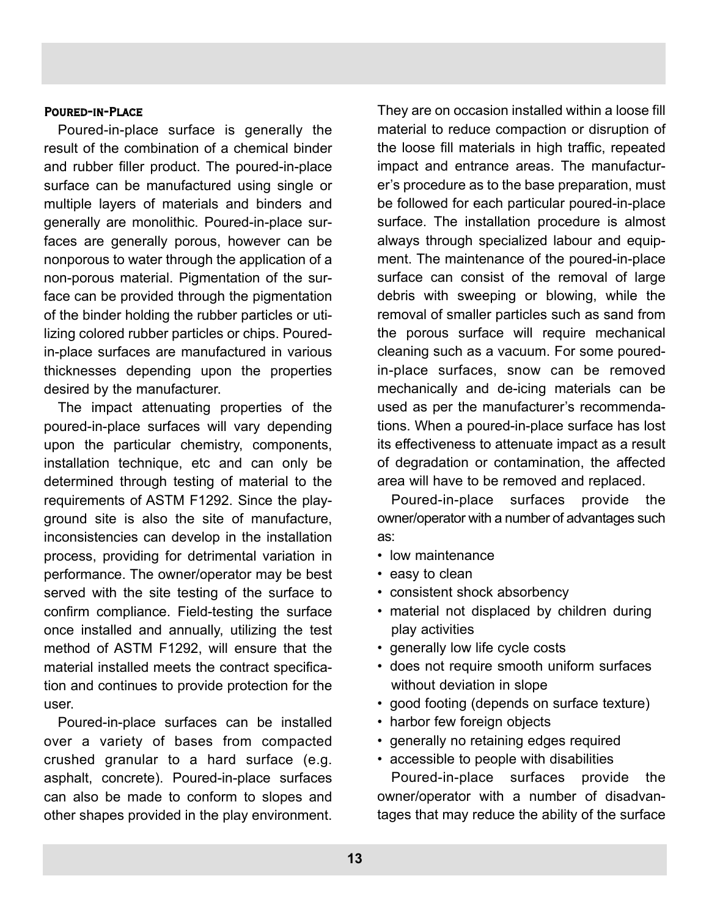### Poured-in-Place

Poured-in-place surface is generally the result of the combination of a chemical binder and rubber filler product. The poured-in-place surface can be manufactured using single or multiple layers of materials and binders and generally are monolithic. Poured-in-place surfaces are generally porous, however can be nonporous to water through the application of a non-porous material. Pigmentation of the surface can be provided through the pigmentation of the binder holding the rubber particles or utilizing colored rubber particles or chips. Poured-in-place surfaces are manufactured in various thicknesses depending upon the properties desired by the manufacturer.

The impact attenuating properties of the poured-in-place surfaces will vary depending upon the particular chemistry, components, installation technique, etc and can only be determined through testing of material to the requirements of ASTM F1292. Since the playground site is also the site of manufacture, inconsistencies can develop in the installation process, providing for detrimental variation in performance. The owner/operator may be best served with the site testing of the surface to confirm compliance. Field-testing the surface once installed and annually, utilizing the test method of ASTM F1292, will ensure that the material installed meets the contract specification and continues to provide protection for the user.

Poured-in-place surfaces can be installed over a variety of bases from compacted crushed granular to a hard surface (e.g. asphalt, concrete). Poured-in-place surfaces can also be made to conform to slopes and other shapes provided in the play environment. They are on occasion installed within a loose fill material to reduce compaction or disruption of the loose fill materials in high traffic, repeated impact and entrance areas. The manufacturer's procedure as to the base preparation, must be followed for each particular poured-in-place surface. The installation procedure is almost always through specialized labour and equipment. The maintenance of the poured-in-place surface can consist of the removal of large debris with sweeping or blowing, while the removal of smaller particles such as sand from the porous surface will require mechanical cleaning such as a vacuum. For some poured-in-place surfaces, snow can be removed mechanically and de-icing materials can be used as per the manufacturer's recommendations. When a poured-in-place surface has lost its effectiveness to attenuate impact as a result of degradation or contamination, the affected area will have to be removed and replaced.

Poured-in-place surfaces provide the owner/operator with a number of advantages such as:

- low maintenance
- easy to clean
- consistent shock absorbency
- material not displaced by children during play activities
- generally low life cycle costs
- does not require smooth uniform surfaces without deviation in slope
- good footing (depends on surface texture)
- harbor few foreign objects
- generally no retaining edges required
- accessible to people with disabilities

Poured-in-place surfaces provide the owner/operator with a number of disadvantages that may reduce the ability of the surface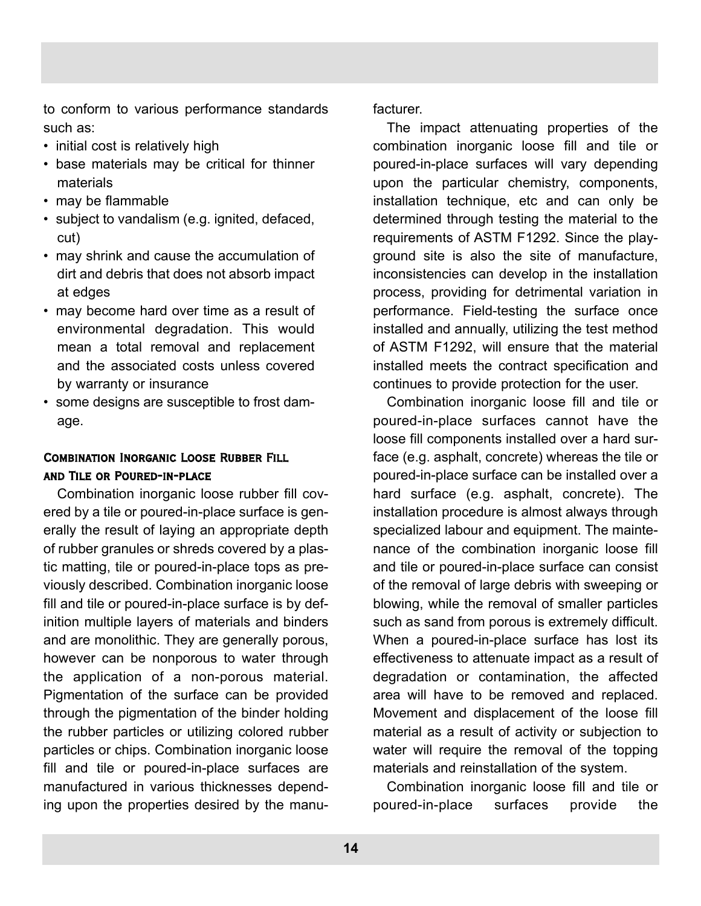to conform to various performance standards such as:

- initial cost is relatively high
- base materials may be critical for thinner materials
- may be flammable
- subject to vandalism (e.g. ignited, defaced, cut)
- may shrink and cause the accumulation of dirt and debris that does not absorb impact at edges
- may become hard over time as a result of environmental degradation. This would mean a total removal and replacement and the associated costs unless covered by warranty or insurance
- some designs are susceptible to frost damage.

### Combination Inorganic Loose Rubber Fill and Tile or Poured-in-place

Combination inorganic loose rubber fill covered by a tile or poured-in-place surface is generally the result of laying an appropriate depth of rubber granules or shreds covered by a plastic matting, tile or poured-in-place tops as previously described. Combination inorganic loose fill and tile or poured-in-place surface is by definition multiple layers of materials and binders and are monolithic. They are generally porous, however can be nonporous to water through the application of a non-porous material. Pigmentation of the surface can be provided through the pigmentation of the binder holding the rubber particles or utilizing colored rubber particles or chips. Combination inorganic loose fill and tile or poured-in-place surfaces are manufactured in various thicknesses depending upon the properties desired by the manufacturer.

The impact attenuating properties of the combination inorganic loose fill and tile or poured-in-place surfaces will vary depending upon the particular chemistry, components, installation technique, etc and can only be determined through testing the material to the requirements of ASTM F1292. Since the playground site is also the site of manufacture, inconsistencies can develop in the installation process, providing for detrimental variation in performance. Field-testing the surface once installed and annually, utilizing the test method of ASTM F1292, will ensure that the material installed meets the contract specification and continues to provide protection for the user.

Combination inorganic loose fill and tile or poured-in-place surfaces cannot have the loose fill components installed over a hard surface (e.g. asphalt, concrete) whereas the tile or poured-in-place surface can be installed over a hard surface (e.g. asphalt, concrete). The installation procedure is almost always through specialized labour and equipment. The maintenance of the combination inorganic loose fill and tile or poured-in-place surface can consist of the removal of large debris with sweeping or blowing, while the removal of smaller particles such as sand from porous is extremely difficult. When a poured-in-place surface has lost its effectiveness to attenuate impact as a result of degradation or contamination, the affected area will have to be removed and replaced. Movement and displacement of the loose fill material as a result of activity or subjection to water will require the removal of the topping materials and reinstallation of the system.

Combination inorganic loose fill and tile or poured-in-place surfaces provide the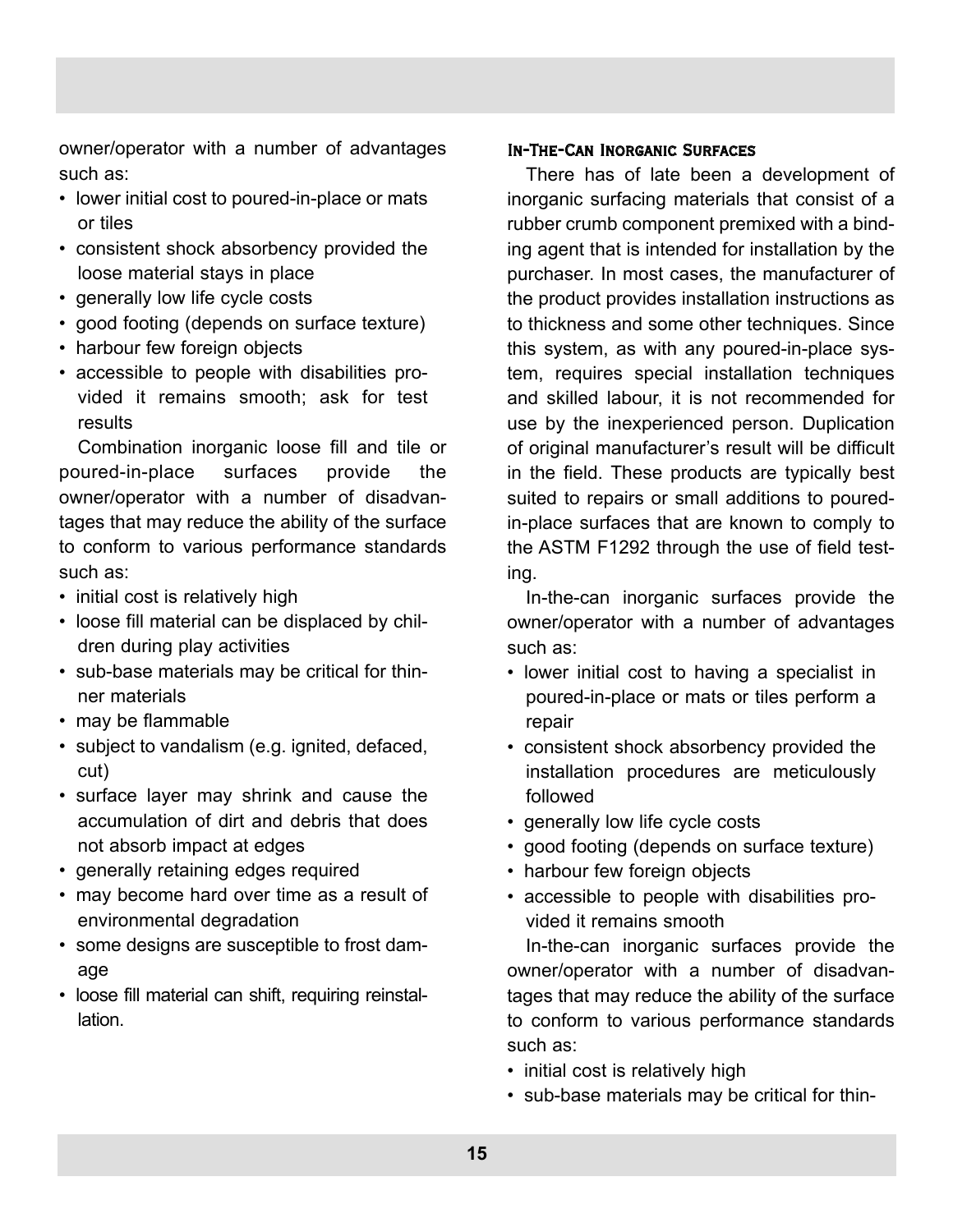owner/operator with a number of advantages such as:

- lower initial cost to poured-in-place or mats or tiles
- consistent shock absorbency provided the loose material stays in place
- generally low life cycle costs
- good footing (depends on surface texture)
- harbour few foreign objects
- accessible to people with disabilities provided it remains smooth; ask for test results

Combination inorganic loose fill and tile or poured-in-place surfaces provide the owner/operator with a number of disadvantages that may reduce the ability of the surface to conform to various performance standards such as:

- initial cost is relatively high
- loose fill material can be displaced by children during play activities
- sub-base materials may be critical for thinner materials
- may be flammable
- subject to vandalism (e.g. ignited, defaced, cut)
- surface layer may shrink and cause the accumulation of dirt and debris that does not absorb impact at edges
- generally retaining edges required
- may become hard over time as a result of environmental degradation
- some designs are susceptible to frost damage
- loose fill material can shift, requiring reinstallation.

#### In-The-Can Inorganic Surfaces

There has of late been a development of inorganic surfacing materials that consist of a rubber crumb component premixed with a binding agent that is intended for installation by the purchaser. In most cases, the manufacturer of the product provides installation instructions as to thickness and some other techniques. Since this system, as with any poured-in-place system, requires special installation techniques and skilled labour, it is not recommended for use by the inexperienced person. Duplication of original manufacturer's result will be difficult in the field. These products are typically best suited to repairs or small additions to poured-in-place surfaces that are known to comply to the ASTM F1292 through the use of field testing.

In-the-can inorganic surfaces provide the owner/operator with a number of advantages such as:

- lower initial cost to having a specialist in poured-in-place or mats or tiles perform a repair
- consistent shock absorbency provided the installation procedures are meticulously followed
- generally low life cycle costs
- good footing (depends on surface texture)
- harbour few foreign objects
- accessible to people with disabilities provided it remains smooth

In-the-can inorganic surfaces provide the owner/operator with a number of disadvantages that may reduce the ability of the surface to conform to various performance standards such as:

- initial cost is relatively high
- sub-base materials may be critical for thin-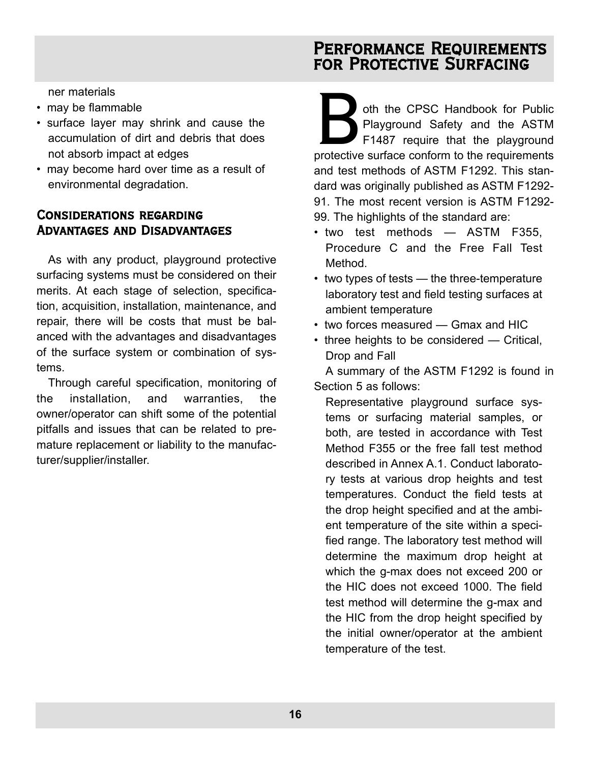ner materials

- may be flammable
- surface layer may shrink and cause the accumulation of dirt and debris that does not absorb impact at edges
- may become hard over time as a result of environmental degradation.

### Considerations regarding Advantages and Disadvantages

As with any product, playground protective surfacing systems must be considered on their merits. At each stage of selection, specification, acquisition, installation, maintenance, and repair, there will be costs that must be balanced with the advantages and disadvantages of the surface system or combination of systems.

Through careful specification, monitoring of the installation, and warranties, the owner/operator can shift some of the potential pitfalls and issues that can be related to premature replacement or liability to the manufacturer/supplier/installer.

## Performance Requirements for Protective Surfacing

Both the CPSC Handbook for Public Playground Safety and the ASTM F1487 require that the playground protective surface conform to the requirements and test methods of ASTM F1292. This standard was originally published as ASTM F1292-91. The most recent version is ASTM F1292-99. The highlights of the standard are:

- two test methods — ASTM F355, Procedure C and the Free Fall Test Method.
- two types of tests — the three-temperature laboratory test and field testing surfaces at ambient temperature
- two forces measured — Gmax and HIC
- three heights to be considered — Critical, Drop and Fall

A summary of the ASTM F1292 is found in Section 5 as follows:

> Representative playground surface systems or surfacing material samples, or both, are tested in accordance with Test Method F355 or the free fall test method described in Annex A.1. Conduct laboratory tests at various drop heights and test temperatures. Conduct the field tests at the drop height specified and at the ambient temperature of the site within a specified range. The laboratory test method will determine the maximum drop height at which the g-max does not exceed 200 or the HIC does not exceed 1000. The field test method will determine the g-max and the HIC from the drop height specified by the initial owner/operator at the ambient temperature of the test.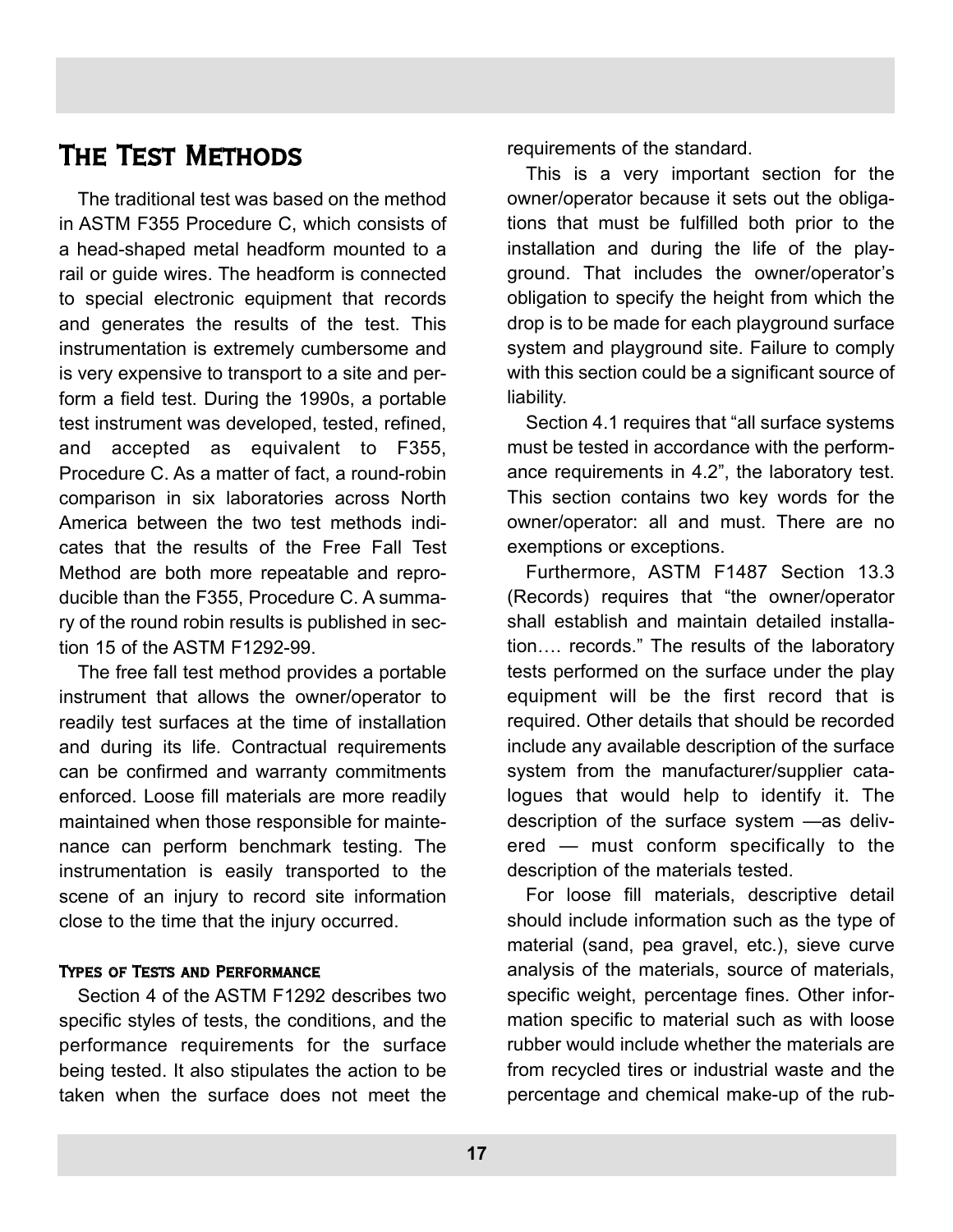## The Test Methods

The traditional test was based on the method in ASTM F355 Procedure C, which consists of a head-shaped metal headform mounted to a rail or guide wires. The headform is connected to special electronic equipment that records and generates the results of the test. This instrumentation is extremely cumbersome and is very expensive to transport to a site and perform a field test. During the 1990s, a portable test instrument was developed, tested, refined, and accepted as equivalent to F355, Procedure C. As a matter of fact, a round-robin comparison in six laboratories across North America between the two test methods indicates that the results of the Free Fall Test Method are both more repeatable and reproducible than the F355, Procedure C. A summary of the round robin results is published in section 15 of the ASTM F1292-99.

The free fall test method provides a portable instrument that allows the owner/operator to readily test surfaces at the time of installation and during its life. Contractual requirements can be confirmed and warranty commitments enforced. Loose fill materials are more readily maintained when those responsible for maintenance can perform benchmark testing. The instrumentation is easily transported to the scene of an injury to record site information close to the time that the injury occurred.

#### Types of Tests and Performance

Section 4 of the ASTM F1292 describes two specific styles of tests, the conditions, and the performance requirements for the surface being tested. It also stipulates the action to be taken when the surface does not meet the requirements of the standard.

This is a very important section for the owner/operator because it sets out the obligations that must be fulfilled both prior to the installation and during the life of the playground. That includes the owner/operator's obligation to specify the height from which the drop is to be made for each playground surface system and playground site. Failure to comply with this section could be a significant source of liability.

Section 4.1 requires that "all surface systems must be tested in accordance with the performance requirements in 4.2", the laboratory test. This section contains two key words for the owner/operator: all and must. There are no exemptions or exceptions.

Furthermore, ASTM F1487 Section 13.3 (Records) requires that "the owner/operator shall establish and maintain detailed installation…. records." The results of the laboratory tests performed on the surface under the play equipment will be the first record that is required. Other details that should be recorded include any available description of the surface system from the manufacturer/supplier catalogues that would help to identify it. The description of the surface system —as delivered — must conform specifically to the description of the materials tested.

For loose fill materials, descriptive detail should include information such as the type of material (sand, pea gravel, etc.), sieve curve analysis of the materials, source of materials, specific weight, percentage fines. Other information specific to material such as with loose rubber would include whether the materials are from recycled tires or industrial waste and the percentage and chemical make-up of the rub-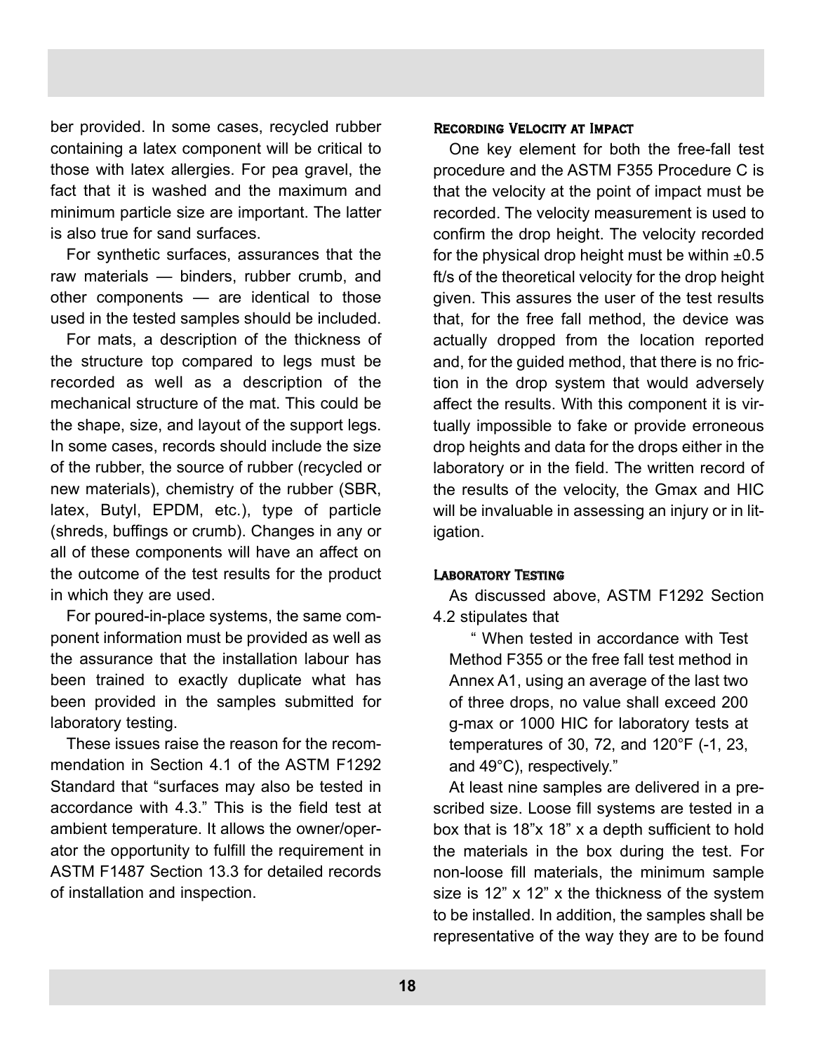ber provided. In some cases, recycled rubber containing a latex component will be critical to those with latex allergies. For pea gravel, the fact that it is washed and the maximum and minimum particle size are important. The latter is also true for sand surfaces.

For synthetic surfaces, assurances that the raw materials — binders, rubber crumb, and other components — are identical to those used in the tested samples should be included.

For mats, a description of the thickness of the structure top compared to legs must be recorded as well as a description of the mechanical structure of the mat. This could be the shape, size, and layout of the support legs. In some cases, records should include the size of the rubber, the source of rubber (recycled or new materials), chemistry of the rubber (SBR, latex, Butyl, EPDM, etc.), type of particle (shreds, buffings or crumb). Changes in any or all of these components will have an affect on the outcome of the test results for the product in which they are used.

For poured-in-place systems, the same component information must be provided as well as the assurance that the installation labour has been trained to exactly duplicate what has been provided in the samples submitted for laboratory testing.

These issues raise the reason for the recommendation in Section 4.1 of the ASTM F1292 Standard that "surfaces may also be tested in accordance with 4.3." This is the field test at ambient temperature. It allows the owner/operator the opportunity to fulfill the requirement in ASTM F1487 Section 13.3 for detailed records of installation and inspection.

#### Recording Velocity at Impact

One key element for both the free-fall test procedure and the ASTM F355 Procedure C is that the velocity at the point of impact must be recorded. The velocity measurement is used to confirm the drop height. The velocity recorded for the physical drop height must be within ±0.5 ft/s of the theoretical velocity for the drop height given. This assures the user of the test results that, for the free fall method, the device was actually dropped from the location reported and, for the guided method, that there is no friction in the drop system that would adversely affect the results. With this component it is virtually impossible to fake or provide erroneous drop heights and data for the drops either in the laboratory or in the field. The written record of the results of the velocity, the Gmax and HIC will be invaluable in assessing an injury or in litigation.

#### Laboratory Testing

As discussed above, ASTM F1292 Section 4.2 stipulates that

> " When tested in accordance with Test Method F355 or the free fall test method in Annex A1, using an average of the last two of three drops, no value shall exceed 200 g-max or 1000 HIC for laboratory tests at temperatures of 30, 72, and 120°F (-1, 23, and 49°C), respectively."

At least nine samples are delivered in a prescribed size. Loose fill systems are tested in a box that is 18"x 18" x a depth sufficient to hold the materials in the box during the test. For non-loose fill materials, the minimum sample size is 12" x 12" x the thickness of the system to be installed. In addition, the samples shall be representative of the way they are to be found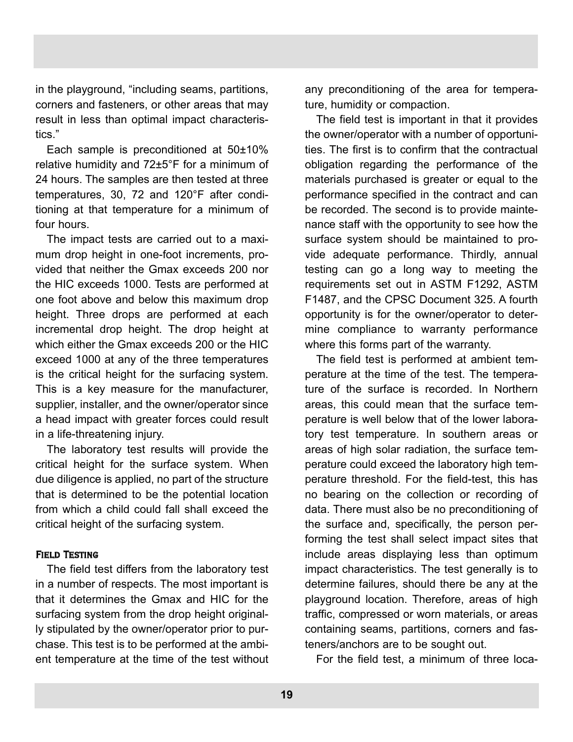in the playground, "including seams, partitions, corners and fasteners, or other areas that may result in less than optimal impact characteristics."

Each sample is preconditioned at 50±10% relative humidity and 72±5°F for a minimum of 24 hours. The samples are then tested at three temperatures, 30, 72 and 120°F after conditioning at that temperature for a minimum of four hours.

The impact tests are carried out to a maximum drop height in one-foot increments, provided that neither the Gmax exceeds 200 nor the HIC exceeds 1000. Tests are performed at one foot above and below this maximum drop height. Three drops are performed at each incremental drop height. The drop height at which either the Gmax exceeds 200 or the HIC exceed 1000 at any of the three temperatures is the critical height for the surfacing system. This is a key measure for the manufacturer, supplier, installer, and the owner/operator since a head impact with greater forces could result in a life-threatening injury.

The laboratory test results will provide the critical height for the surface system. When due diligence is applied, no part of the structure that is determined to be the potential location from which a child could fall shall exceed the critical height of the surfacing system.

### Field Testing

The field test differs from the laboratory test in a number of respects. The most important is that it determines the Gmax and HIC for the surfacing system from the drop height originally stipulated by the owner/operator prior to purchase. This test is to be performed at the ambient temperature at the time of the test without any preconditioning of the area for temperature, humidity or compaction.

The field test is important in that it provides the owner/operator with a number of opportunities. The first is to confirm that the contractual obligation regarding the performance of the materials purchased is greater or equal to the performance specified in the contract and can be recorded. The second is to provide maintenance staff with the opportunity to see how the surface system should be maintained to provide adequate performance. Thirdly, annual testing can go a long way to meeting the requirements set out in ASTM F1292, ASTM F1487, and the CPSC Document 325. A fourth opportunity is for the owner/operator to determine compliance to warranty performance where this forms part of the warranty.

The field test is performed at ambient temperature at the time of the test. The temperature of the surface is recorded. In Northern areas, this could mean that the surface temperature is well below that of the lower laboratory test temperature. In southern areas or areas of high solar radiation, the surface temperature could exceed the laboratory high temperature threshold. For the field-test, this has no bearing on the collection or recording of data. There must also be no preconditioning of the surface and, specifically, the person performing the test shall select impact sites that include areas displaying less than optimum impact characteristics. The test generally is to determine failures, should there be any at the playground location. Therefore, areas of high traffic, compressed or worn materials, or areas containing seams, partitions, corners and fasteners/anchors are to be sought out.

For the field test, a minimum of three loca-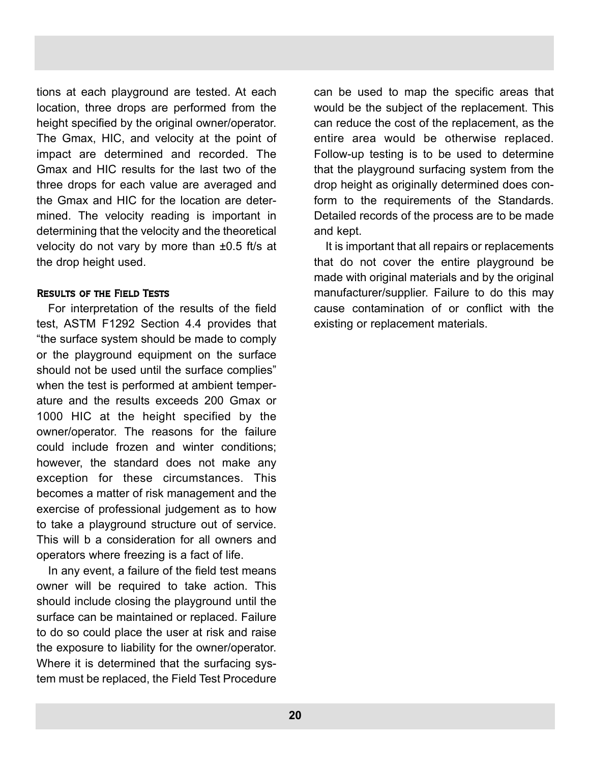tions at each playground are tested. At each location, three drops are performed from the height specified by the original owner/operator. The Gmax, HIC, and velocity at the point of impact are determined and recorded. The Gmax and HIC results for the last two of the three drops for each value are averaged and the Gmax and HIC for the location are determined. The velocity reading is important in determining that the velocity and the theoretical velocity do not vary by more than ±0.5 ft/s at the drop height used.

### Results of the Field Tests

For interpretation of the results of the field test, ASTM F1292 Section 4.4 provides that "the surface system should be made to comply or the playground equipment on the surface should not be used until the surface complies" when the test is performed at ambient temperature and the results exceeds 200 Gmax or 1000 HIC at the height specified by the owner/operator. The reasons for the failure could include frozen and winter conditions; however, the standard does not make any exception for these circumstances. This becomes a matter of risk management and the exercise of professional judgement as to how to take a playground structure out of service. This will b a consideration for all owners and operators where freezing is a fact of life.

In any event, a failure of the field test means owner will be required to take action. This should include closing the playground until the surface can be maintained or replaced. Failure to do so could place the user at risk and raise the exposure to liability for the owner/operator. Where it is determined that the surfacing system must be replaced, the Field Test Procedure can be used to map the specific areas that would be the subject of the replacement. This can reduce the cost of the replacement, as the entire area would be otherwise replaced. Follow-up testing is to be used to determine that the playground surfacing system from the drop height as originally determined does conform to the requirements of the Standards. Detailed records of the process are to be made and kept.

It is important that all repairs or replacements that do not cover the entire playground be made with original materials and by the original manufacturer/supplier. Failure to do this may cause contamination of or conflict with the existing or replacement materials.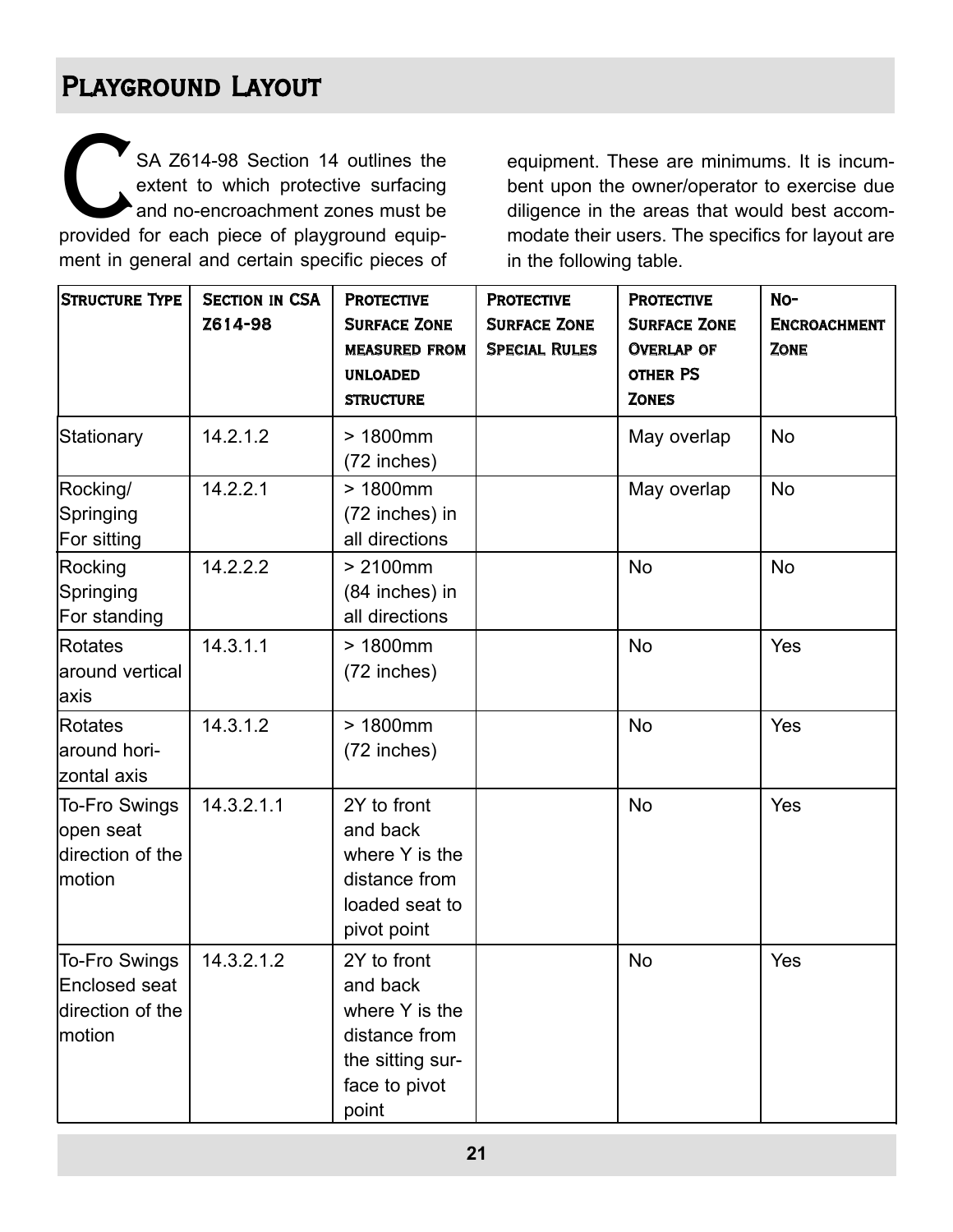# Playground Layout

CSA Z614-98 Section 14 outlines the extent to which protective surfacing and no-encroachment zones must be provided for each piece of playground equipment in general and certain specific pieces of equipment. These are minimums. It is incumbent upon the owner/operator to exercise due diligence in the areas that would best accommodate their users. The specifics for layout are in the following table.

| Structure Type | Section in CSA Z614-98 | Protective Surface Zone measured from unloaded structure | Protective Surface Zone Special Rules | Protective Surface Zone Overlap of other PS Zones | No-Encroachment Zone |
|---|---|---|---|---|---|
| Stationary | 14.2.1.2 | > 1800mm (72 inches) | | May overlap | No |
| Rocking/ Springing For sitting | 14.2.2.1 | > 1800mm (72 inches) in all directions | | May overlap | No |
| Rocking Springing For standing | 14.2.2.2 | > 2100mm (84 inches) in all directions | | No | No |
| Rotates around vertical axis | 14.3.1.1 | > 1800mm (72 inches) | | No | Yes |
| Rotates around horizontal axis | 14.3.1.2 | > 1800mm (72 inches) | | No | Yes |
| To-Fro Swings open seat direction of the motion | 14.3.2.1.1 | 2Y to front and back where Y is the distance from loaded seat to pivot point | | No | Yes |
| To-Fro Swings Enclosed seat direction of the motion | 14.3.2.1.2 | 2Y to front and back where Y is the distance from the sitting surface to pivot point | | No | Yes |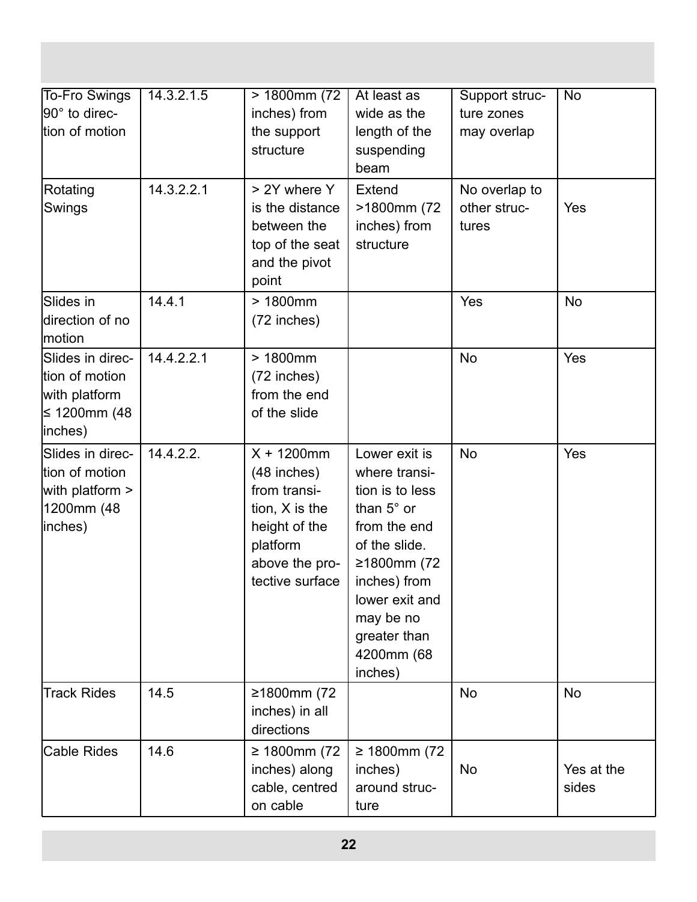| To-Fro Swings 90° to direction of motion | 14.3.2.1.5 | > 1800mm (72 inches) from the support structure | At least as wide as the length of the suspending beam | Support structure zones may overlap | No |
|---|---|---|---|---|---|
| Rotating Swings | 14.3.2.2.1 | > 2Y where Y is the distance between the top of the seat and the pivot point | Extend >1800mm (72 inches) from structure | No overlap to other structures | Yes |
| Slides in direction of no motion | 14.4.1 | > 1800mm (72 inches) | | Yes | No |
| Slides in direction of motion with platform ≤ 1200mm (48 inches) | 14.4.2.2.1 | > 1800mm (72 inches) from the end of the slide | | No | Yes |
| Slides in direction of motion with platform > 1200mm (48 inches) | 14.4.2.2. | X + 1200mm (48 inches) from transition, X is the height of the platform above the protective surface | Lower exit is where transition is to less than 5° or from the end of the slide. ≥1800mm (72 inches) from lower exit and may be no greater than 4200mm (68 inches) | No | Yes |
| Track Rides | 14.5 | ≥1800mm (72 inches) in all directions | | No | No |
| Cable Rides | 14.6 | ≥ 1800mm (72 inches) along cable, centred on cable | ≥ 1800mm (72 inches) around structure | No | Yes at the sides |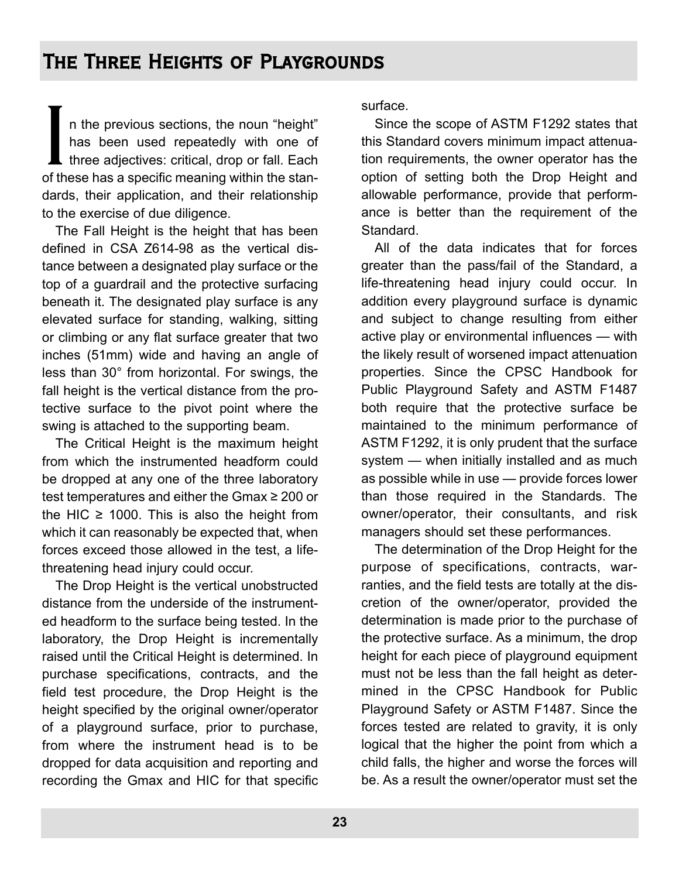# The Three Heights of Playgrounds

In the previous sections, the noun "height" has been used repeatedly with one of three adjectives: critical, drop or fall. Each of these has a specific meaning within the standards, their application, and their relationship to the exercise of due diligence.

The Fall Height is the height that has been defined in CSA Z614-98 as the vertical distance between a designated play surface or the top of a guardrail and the protective surfacing beneath it. The designated play surface is any elevated surface for standing, walking, sitting or climbing or any flat surface greater that two inches (51mm) wide and having an angle of less than 30° from horizontal. For swings, the fall height is the vertical distance from the protective surface to the pivot point where the swing is attached to the supporting beam.

The Critical Height is the maximum height from which the instrumented headform could be dropped at any one of the three laboratory test temperatures and either the Gmax ≥ 200 or the HIC ≥ 1000. This is also the height from which it can reasonably be expected that, when forces exceed those allowed in the test, a life-threatening head injury could occur.

The Drop Height is the vertical unobstructed distance from the underside of the instrumented headform to the surface being tested. In the laboratory, the Drop Height is incrementally raised until the Critical Height is determined. In purchase specifications, contracts, and the field test procedure, the Drop Height is the height specified by the original owner/operator of a playground surface, prior to purchase, from where the instrument head is to be dropped for data acquisition and reporting and recording the Gmax and HIC for that specific surface.

Since the scope of ASTM F1292 states that this Standard covers minimum impact attenuation requirements, the owner operator has the option of setting both the Drop Height and allowable performance, provide that performance is better than the requirement of the Standard.

All of the data indicates that for forces greater than the pass/fail of the Standard, a life-threatening head injury could occur. In addition every playground surface is dynamic and subject to change resulting from either active play or environmental influences — with the likely result of worsened impact attenuation properties. Since the CPSC Handbook for Public Playground Safety and ASTM F1487 both require that the protective surface be maintained to the minimum performance of ASTM F1292, it is only prudent that the surface system — when initially installed and as much as possible while in use — provide forces lower than those required in the Standards. The owner/operator, their consultants, and risk managers should set these performances.

The determination of the Drop Height for the purpose of specifications, contracts, warranties, and the field tests are totally at the discretion of the owner/operator, provided the determination is made prior to the purchase of the protective surface. As a minimum, the drop height for each piece of playground equipment must not be less than the fall height as determined in the CPSC Handbook for Public Playground Safety or ASTM F1487. Since the forces tested are related to gravity, it is only logical that the higher the point from which a child falls, the higher and worse the forces will be. As a result the owner/operator must set the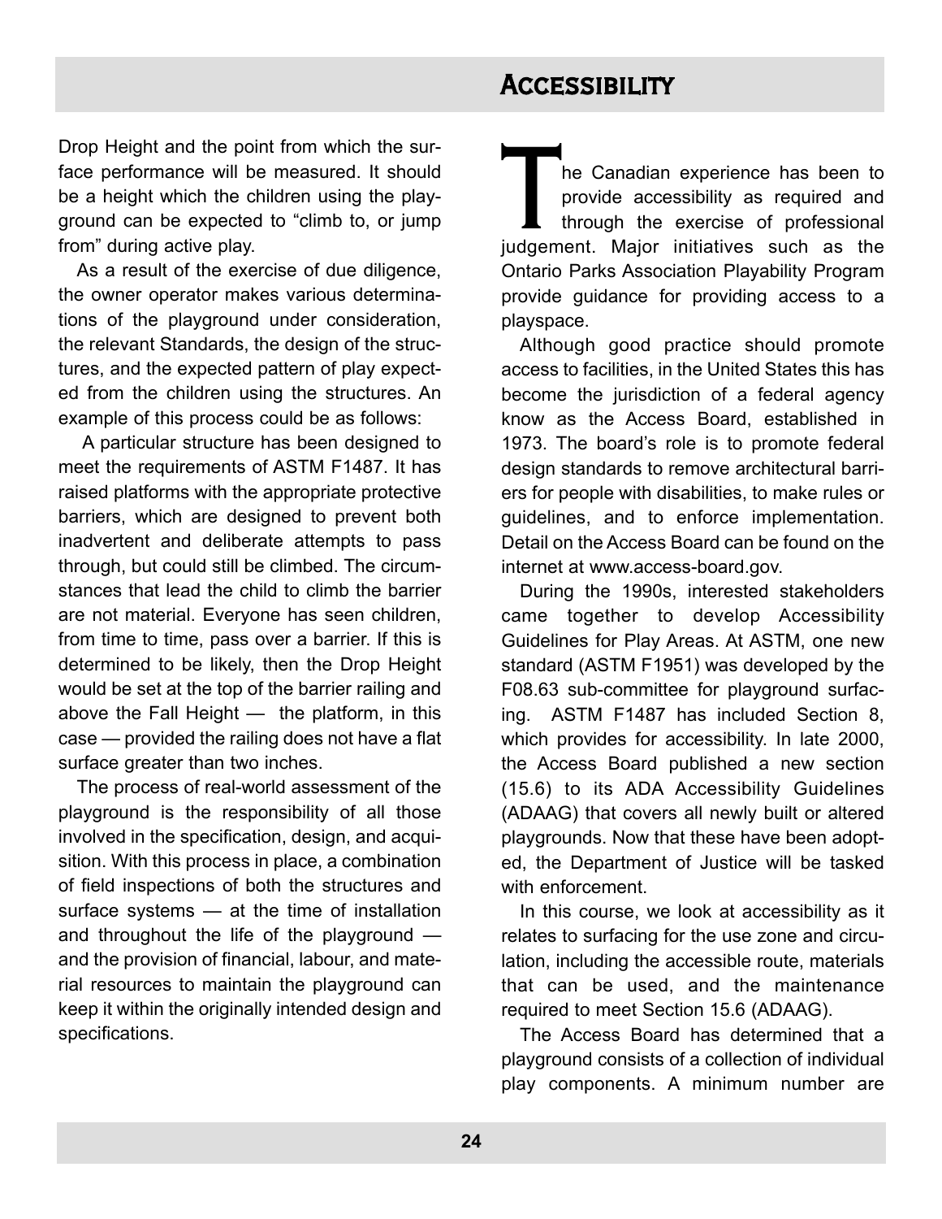Drop Height and the point from which the surface performance will be measured. It should be a height which the children using the playground can be expected to “climb to, or jump from” during active play.

As a result of the exercise of due diligence, the owner operator makes various determinations of the playground under consideration, the relevant Standards, the design of the structures, and the expected pattern of play expected from the children using the structures. An example of this process could be as follows:

A particular structure has been designed to meet the requirements of ASTM F1487. It has raised platforms with the appropriate protective barriers, which are designed to prevent both inadvertent and deliberate attempts to pass through, but could still be climbed. The circumstances that lead the child to climb the barrier are not material. Everyone has seen children, from time to time, pass over a barrier. If this is determined to be likely, then the Drop Height would be set at the top of the barrier railing and above the Fall Height — the platform, in this case — provided the railing does not have a flat surface greater than two inches.

The process of real-world assessment of the playground is the responsibility of all those involved in the specification, design, and acquisition. With this process in place, a combination of field inspections of both the structures and surface systems — at the time of installation and throughout the life of the playground — and the provision of financial, labour, and material resources to maintain the playground can keep it within the originally intended design and specifications.

# Accessibility

The Canadian experience has been to provide accessibility as required and through the exercise of professional judgement. Major initiatives such as the Ontario Parks Association Playability Program provide guidance for providing access to a playspace.

Although good practice should promote access to facilities, in the United States this has become the jurisdiction of a federal agency know as the Access Board, established in 1973. The board’s role is to promote federal design standards to remove architectural barriers for people with disabilities, to make rules or guidelines, and to enforce implementation. Detail on the Access Board can be found on the internet at www.access-board.gov.

During the 1990s, interested stakeholders came together to develop Accessibility Guidelines for Play Areas. At ASTM, one new standard (ASTM F1951) was developed by the F08.63 sub-committee for playground surfacing. ASTM F1487 has included Section 8, which provides for accessibility. In late 2000, the Access Board published a new section (15.6) to its ADA Accessibility Guidelines (ADAAG) that covers all newly built or altered playgrounds. Now that these have been adopted, the Department of Justice will be tasked with enforcement.

In this course, we look at accessibility as it relates to surfacing for the use zone and circulation, including the accessible route, materials that can be used, and the maintenance required to meet Section 15.6 (ADAAG).

The Access Board has determined that a playground consists of a collection of individual play components. A minimum number are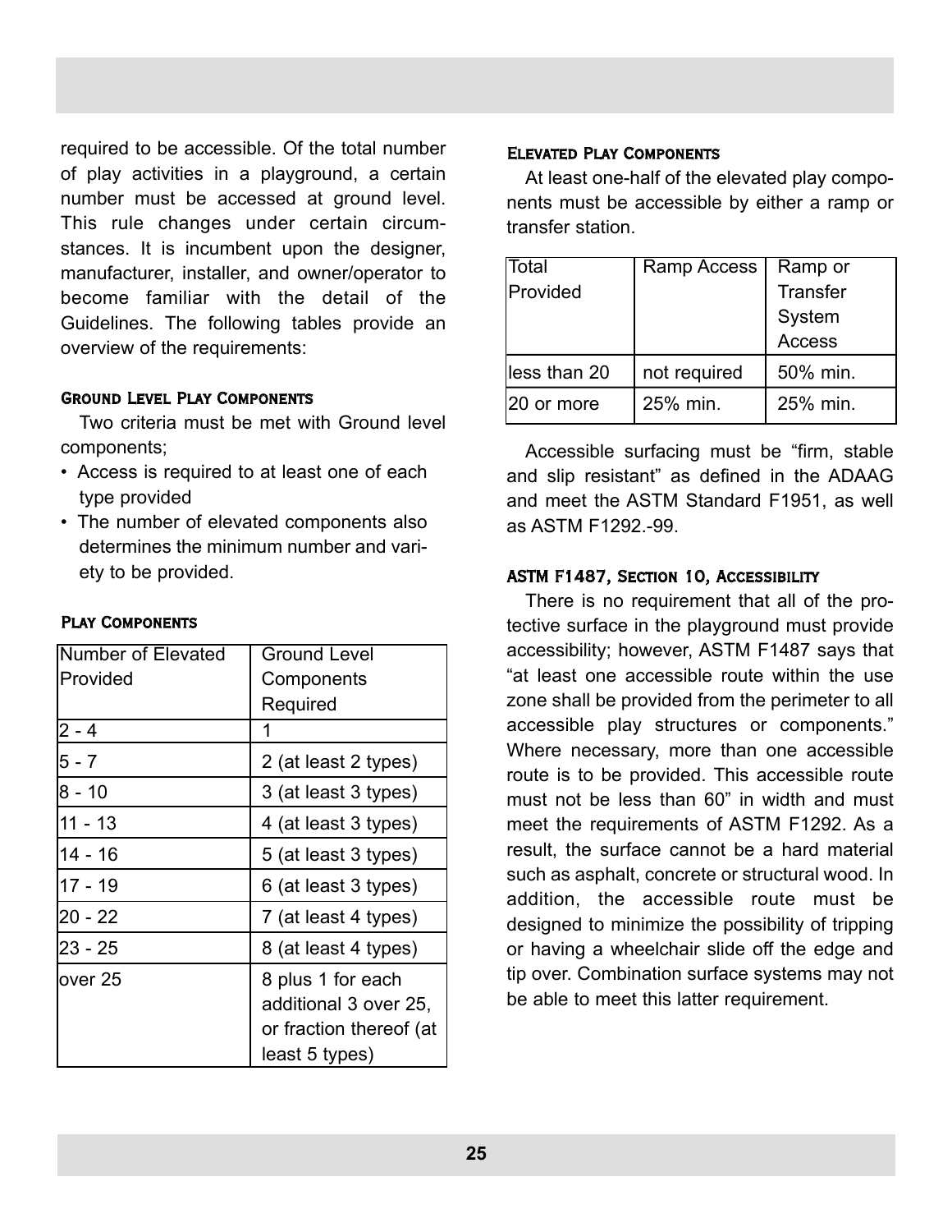required to be accessible. Of the total number of play activities in a playground, a certain number must be accessed at ground level. This rule changes under certain circumstances. It is incumbent upon the designer, manufacturer, installer, and owner/operator to become familiar with the detail of the Guidelines. The following tables provide an overview of the requirements:

### Ground Level Play Components

Two criteria must be met with Ground level components;

- Access is required to at least one of each type provided
- The number of elevated components also determines the minimum number and variety to be provided.

### Play Components

| Number of Elevated Provided | Ground Level Components Required |
|---|---|
| 2 - 4 | 1 |
| 5 - 7 | 2 (at least 2 types) |
| 8 - 10 | 3 (at least 3 types) |
| 11 - 13 | 4 (at least 3 types) |
| 14 - 16 | 5 (at least 3 types) |
| 17 - 19 | 6 (at least 3 types) |
| 20 - 22 | 7 (at least 4 types) |
| 23 - 25 | 8 (at least 4 types) |
| over 25 | 8 plus 1 for each additional 3 over 25, or fraction thereof (at least 5 types) |

### Elevated Play Components

At least one-half of the elevated play components must be accessible by either a ramp or transfer station.

| Total Provided | Ramp Access | Ramp or Transfer System Access |
|---|---|---|
| less than 20 | not required | 50% min. |
| 20 or more | 25% min. | 25% min. |

Accessible surfacing must be “firm, stable and slip resistant” as defined in the ADAAG and meet the ASTM Standard F1951, as well as ASTM F1292.-99.

### ASTM F1487, Section 10, Accessibility

There is no requirement that all of the protective surface in the playground must provide accessibility; however, ASTM F1487 says that “at least one accessible route within the use zone shall be provided from the perimeter to all accessible play structures or components.” Where necessary, more than one accessible route is to be provided. This accessible route must not be less than 60” in width and must meet the requirements of ASTM F1292. As a result, the surface cannot be a hard material such as asphalt, concrete or structural wood. In addition, the accessible route must be designed to minimize the possibility of tripping or having a wheelchair slide off the edge and tip over. Combination surface systems may not be able to meet this latter requirement.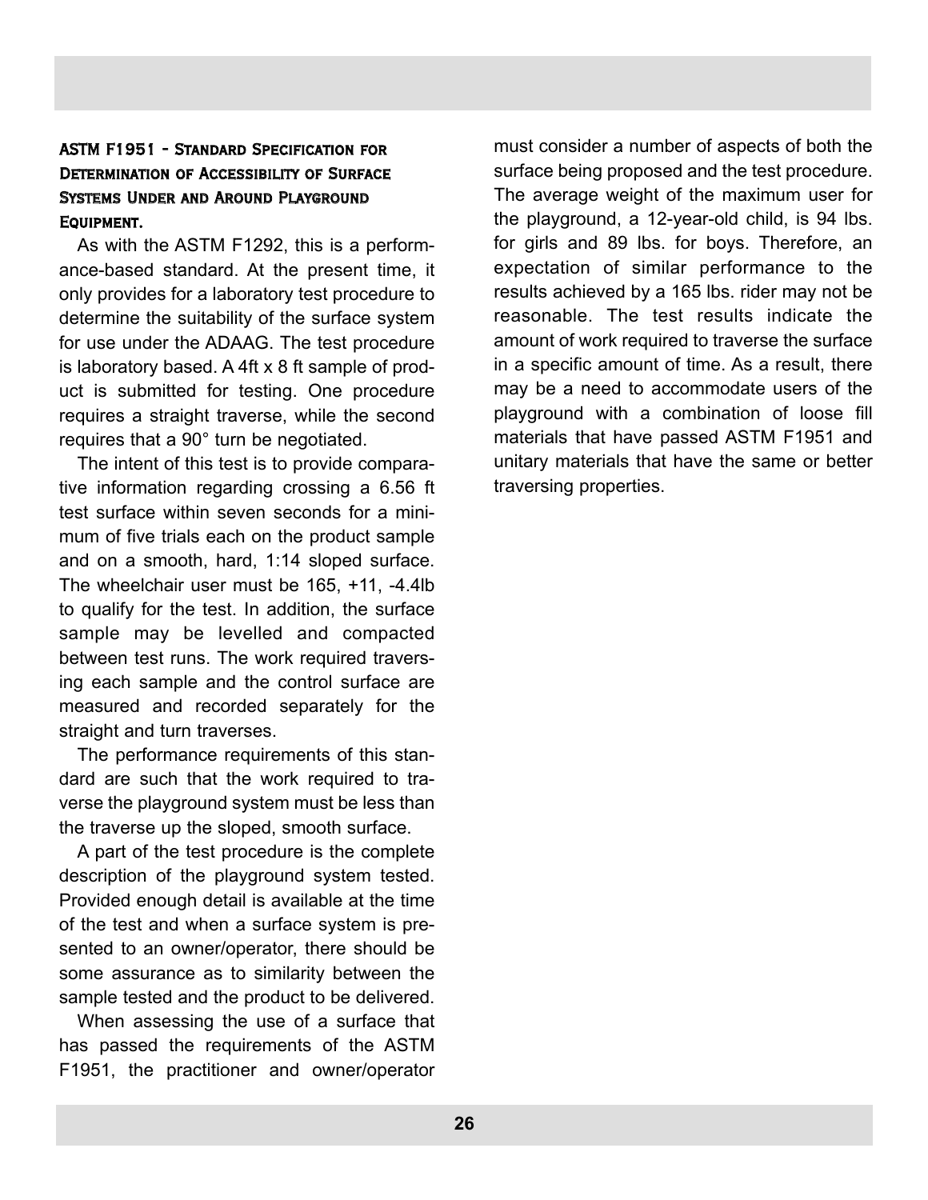### ASTM F1951 - Standard Specification for Determination of Accessibility of Surface Systems Under and Around Playground Equipment.

As with the ASTM F1292, this is a performance-based standard. At the present time, it only provides for a laboratory test procedure to determine the suitability of the surface system for use under the ADAAG. The test procedure is laboratory based. A 4ft x 8 ft sample of product is submitted for testing. One procedure requires a straight traverse, while the second requires that a 90° turn be negotiated.

The intent of this test is to provide comparative information regarding crossing a 6.56 ft test surface within seven seconds for a minimum of five trials each on the product sample and on a smooth, hard, 1:14 sloped surface. The wheelchair user must be 165, +11, -4.4lb to qualify for the test. In addition, the surface sample may be levelled and compacted between test runs. The work required traversing each sample and the control surface are measured and recorded separately for the straight and turn traverses.

The performance requirements of this standard are such that the work required to traverse the playground system must be less than the traverse up the sloped, smooth surface.

A part of the test procedure is the complete description of the playground system tested. Provided enough detail is available at the time of the test and when a surface system is presented to an owner/operator, there should be some assurance as to similarity between the sample tested and the product to be delivered.

When assessing the use of a surface that has passed the requirements of the ASTM F1951, the practitioner and owner/operator must consider a number of aspects of both the surface being proposed and the test procedure. The average weight of the maximum user for the playground, a 12-year-old child, is 94 lbs. for girls and 89 lbs. for boys. Therefore, an expectation of similar performance to the results achieved by a 165 lbs. rider may not be reasonable. The test results indicate the amount of work required to traverse the surface in a specific amount of time. As a result, there may be a need to accommodate users of the playground with a combination of loose fill materials that have passed ASTM F1951 and unitary materials that have the same or better traversing properties.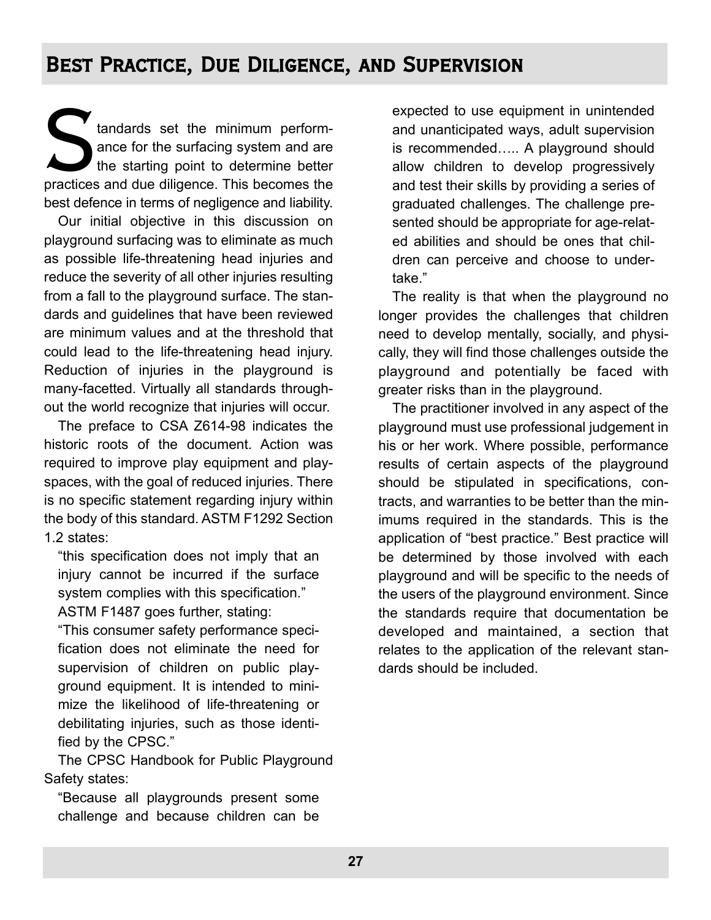# Best Practice, Due Diligence, and Supervision

Standards set the minimum performance for the surfacing system and are the starting point to determine better practices and due diligence. This becomes the best defence in terms of negligence and liability.

Our initial objective in this discussion on playground surfacing was to eliminate as much as possible life-threatening head injuries and reduce the severity of all other injuries resulting from a fall to the playground surface. The standards and guidelines that have been reviewed are minimum values and at the threshold that could lead to the life-threatening head injury. Reduction of injuries in the playground is many-facetted. Virtually all standards throughout the world recognize that injuries will occur.

The preface to CSA Z614-98 indicates the historic roots of the document. Action was required to improve play equipment and playspaces, with the goal of reduced injuries. There is no specific statement regarding injury within the body of this standard. ASTM F1292 Section 1.2 states:

> "this specification does not imply that an injury cannot be incurred if the surface system complies with this specification."

ASTM F1487 goes further, stating:

> "This consumer safety performance specification does not eliminate the need for supervision of children on public playground equipment. It is intended to minimize the likelihood of life-threatening or debilitating injuries, such as those identified by the CPSC."

The CPSC Handbook for Public Playground Safety states:

> "Because all playgrounds present some challenge and because children can be expected to use equipment in unintended and unanticipated ways, adult supervision is recommended….. A playground should allow children to develop progressively and test their skills by providing a series of graduated challenges. The challenge presented should be appropriate for age-related abilities and should be ones that children can perceive and choose to undertake."

The reality is that when the playground no longer provides the challenges that children need to develop mentally, socially, and physically, they will find those challenges outside the playground and potentially be faced with greater risks than in the playground.

The practitioner involved in any aspect of the playground must use professional judgement in his or her work. Where possible, performance results of certain aspects of the playground should be stipulated in specifications, contracts, and warranties to be better than the minimums required in the standards. This is the application of "best practice." Best practice will be determined by those involved with each playground and will be specific to the needs of the users of the playground environment. Since the standards require that documentation be developed and maintained, a section that relates to the application of the relevant standards should be included.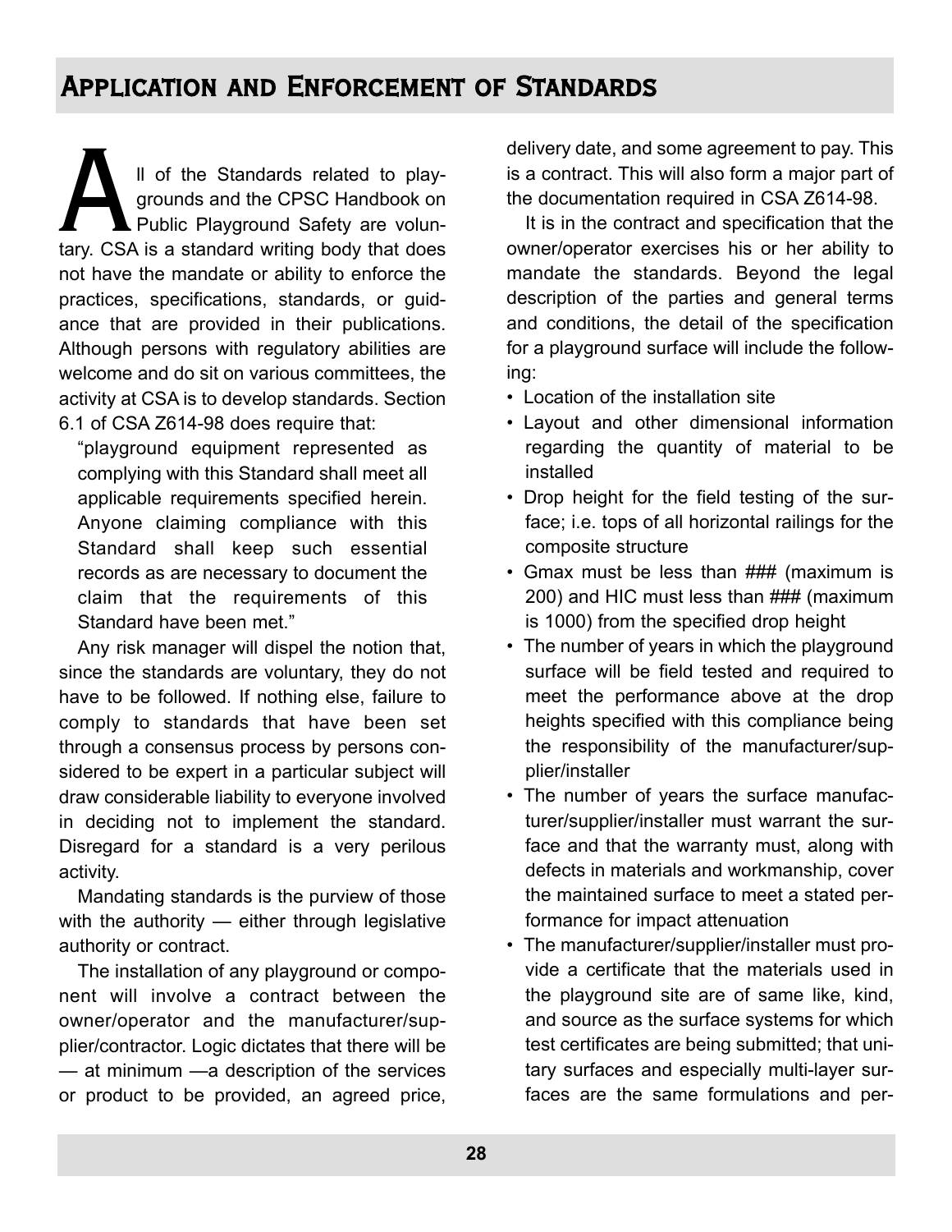## Application and Enforcement of Standards

All of the Standards related to playgrounds and the CPSC Handbook on Public Playground Safety are voluntary. CSA is a standard writing body that does not have the mandate or ability to enforce the practices, specifications, standards, or guidance that are provided in their publications. Although persons with regulatory abilities are welcome and do sit on various committees, the activity at CSA is to develop standards. Section 6.1 of CSA Z614-98 does require that:

> "playground equipment represented as complying with this Standard shall meet all applicable requirements specified herein. Anyone claiming compliance with this Standard shall keep such essential records as are necessary to document the claim that the requirements of this Standard have been met."

Any risk manager will dispel the notion that, since the standards are voluntary, they do not have to be followed. If nothing else, failure to comply to standards that have been set through a consensus process by persons considered to be expert in a particular subject will draw considerable liability to everyone involved in deciding not to implement the standard. Disregard for a standard is a very perilous activity.

Mandating standards is the purview of those with the authority — either through legislative authority or contract.

The installation of any playground or component will involve a contract between the owner/operator and the manufacturer/supplier/contractor. Logic dictates that there will be — at minimum —a description of the services or product to be provided, an agreed price, delivery date, and some agreement to pay. This is a contract. This will also form a major part of the documentation required in CSA Z614-98.

It is in the contract and specification that the owner/operator exercises his or her ability to mandate the standards. Beyond the legal description of the parties and general terms and conditions, the detail of the specification for a playground surface will include the following:

- Location of the installation site
- Layout and other dimensional information regarding the quantity of material to be installed
- Drop height for the field testing of the surface; i.e. tops of all horizontal railings for the composite structure
- Gmax must be less than ### (maximum is 200) and HIC must less than ### (maximum is 1000) from the specified drop height
- The number of years in which the playground surface will be field tested and required to meet the performance above at the drop heights specified with this compliance being the responsibility of the manufacturer/supplier/installer
- The number of years the surface manufacturer/supplier/installer must warrant the surface and that the warranty must, along with defects in materials and workmanship, cover the maintained surface to meet a stated performance for impact attenuation
- The manufacturer/supplier/installer must provide a certificate that the materials used in the playground site are of same like, kind, and source as the surface systems for which test certificates are being submitted; that unitary surfaces and especially multi-layer surfaces are the same formulations and per-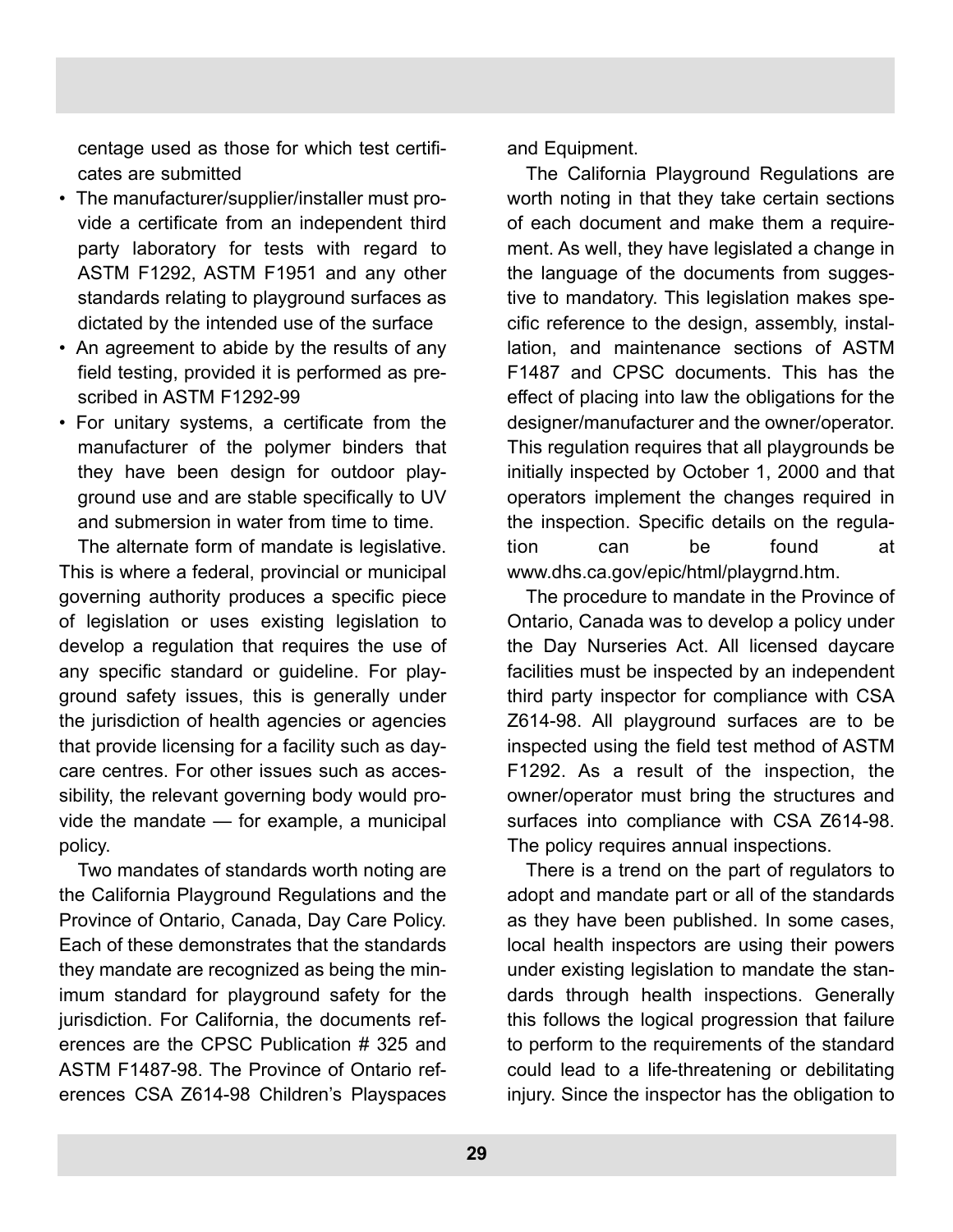centage used as those for which test certificates are submitted

- The manufacturer/supplier/installer must provide a certificate from an independent third party laboratory for tests with regard to ASTM F1292, ASTM F1951 and any other standards relating to playground surfaces as dictated by the intended use of the surface
- An agreement to abide by the results of any field testing, provided it is performed as prescribed in ASTM F1292-99
- For unitary systems, a certificate from the manufacturer of the polymer binders that they have been design for outdoor playground use and are stable specifically to UV and submersion in water from time to time.

The alternate form of mandate is legislative. This is where a federal, provincial or municipal governing authority produces a specific piece of legislation or uses existing legislation to develop a regulation that requires the use of any specific standard or guideline. For playground safety issues, this is generally under the jurisdiction of health agencies or agencies that provide licensing for a facility such as daycare centres. For other issues such as accessibility, the relevant governing body would provide the mandate — for example, a municipal policy.

Two mandates of standards worth noting are the California Playground Regulations and the Province of Ontario, Canada, Day Care Policy. Each of these demonstrates that the standards they mandate are recognized as being the minimum standard for playground safety for the jurisdiction. For California, the documents references are the CPSC Publication # 325 and ASTM F1487-98. The Province of Ontario references CSA Z614-98 Children's Playspaces and Equipment.

The California Playground Regulations are worth noting in that they take certain sections of each document and make them a requirement. As well, they have legislated a change in the language of the documents from suggestive to mandatory. This legislation makes specific reference to the design, assembly, installation, and maintenance sections of ASTM F1487 and CPSC documents. This has the effect of placing into law the obligations for the designer/manufacturer and the owner/operator. This regulation requires that all playgrounds be initially inspected by October 1, 2000 and that operators implement the changes required in the inspection. Specific details on the regulation can be found at www.dhs.ca.gov/epic/html/playgrnd.htm.

The procedure to mandate in the Province of Ontario, Canada was to develop a policy under the Day Nurseries Act. All licensed daycare facilities must be inspected by an independent third party inspector for compliance with CSA Z614-98. All playground surfaces are to be inspected using the field test method of ASTM F1292. As a result of the inspection, the owner/operator must bring the structures and surfaces into compliance with CSA Z614-98. The policy requires annual inspections.

There is a trend on the part of regulators to adopt and mandate part or all of the standards as they have been published. In some cases, local health inspectors are using their powers under existing legislation to mandate the standards through health inspections. Generally this follows the logical progression that failure to perform to the requirements of the standard could lead to a life-threatening or debilitating injury. Since the inspector has the obligation to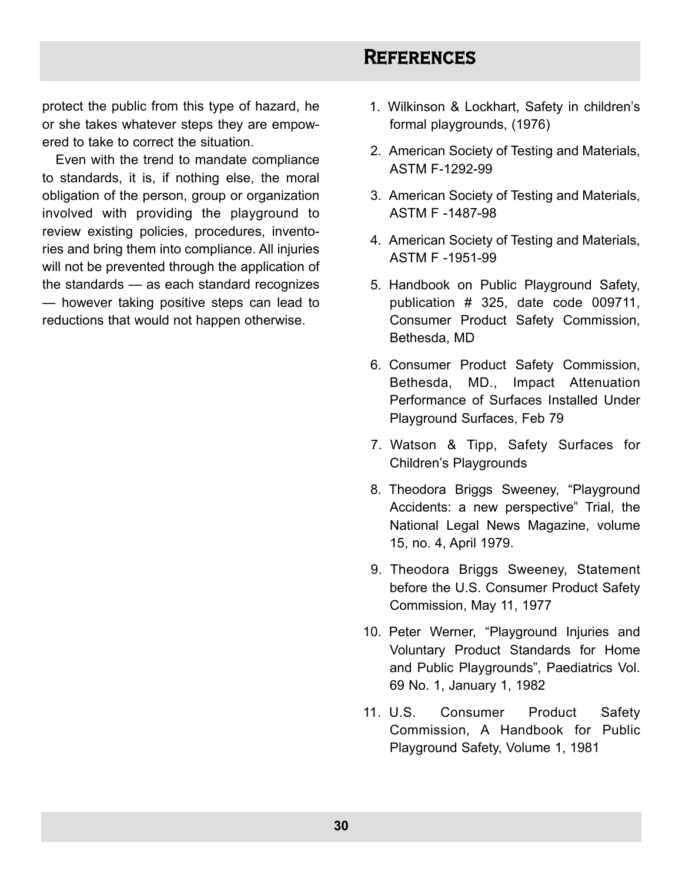protect the public from this type of hazard, he or she takes whatever steps they are empowered to take to correct the situation.

Even with the trend to mandate compliance to standards, it is, if nothing else, the moral obligation of the person, group or organization involved with providing the playground to review existing policies, procedures, inventories and bring them into compliance. All injuries will not be prevented through the application of the standards — as each standard recognizes — however taking positive steps can lead to reductions that would not happen otherwise.

## References

1. Wilkinson & Lockhart, Safety in children's formal playgrounds, (1976)
2. American Society of Testing and Materials, ASTM F-1292-99
3. American Society of Testing and Materials, ASTM F -1487-98
4. American Society of Testing and Materials, ASTM F -1951-99
5. Handbook on Public Playground Safety, publication # 325, date code 009711, Consumer Product Safety Commission, Bethesda, MD
6. Consumer Product Safety Commission, Bethesda, MD., Impact Attenuation Performance of Surfaces Installed Under Playground Surfaces, Feb 79
7. Watson & Tipp, Safety Surfaces for Children's Playgrounds
8. Theodora Briggs Sweeney, "Playground Accidents: a new perspective" Trial, the National Legal News Magazine, volume 15, no. 4, April 1979.
9. Theodora Briggs Sweeney, Statement before the U.S. Consumer Product Safety Commission, May 11, 1977
10. Peter Werner, "Playground Injuries and Voluntary Product Standards for Home and Public Playgrounds", Paediatrics Vol. 69 No. 1, January 1, 1982
11. U.S. Consumer Product Safety Commission, A Handbook for Public Playground Safety, Volume 1, 1981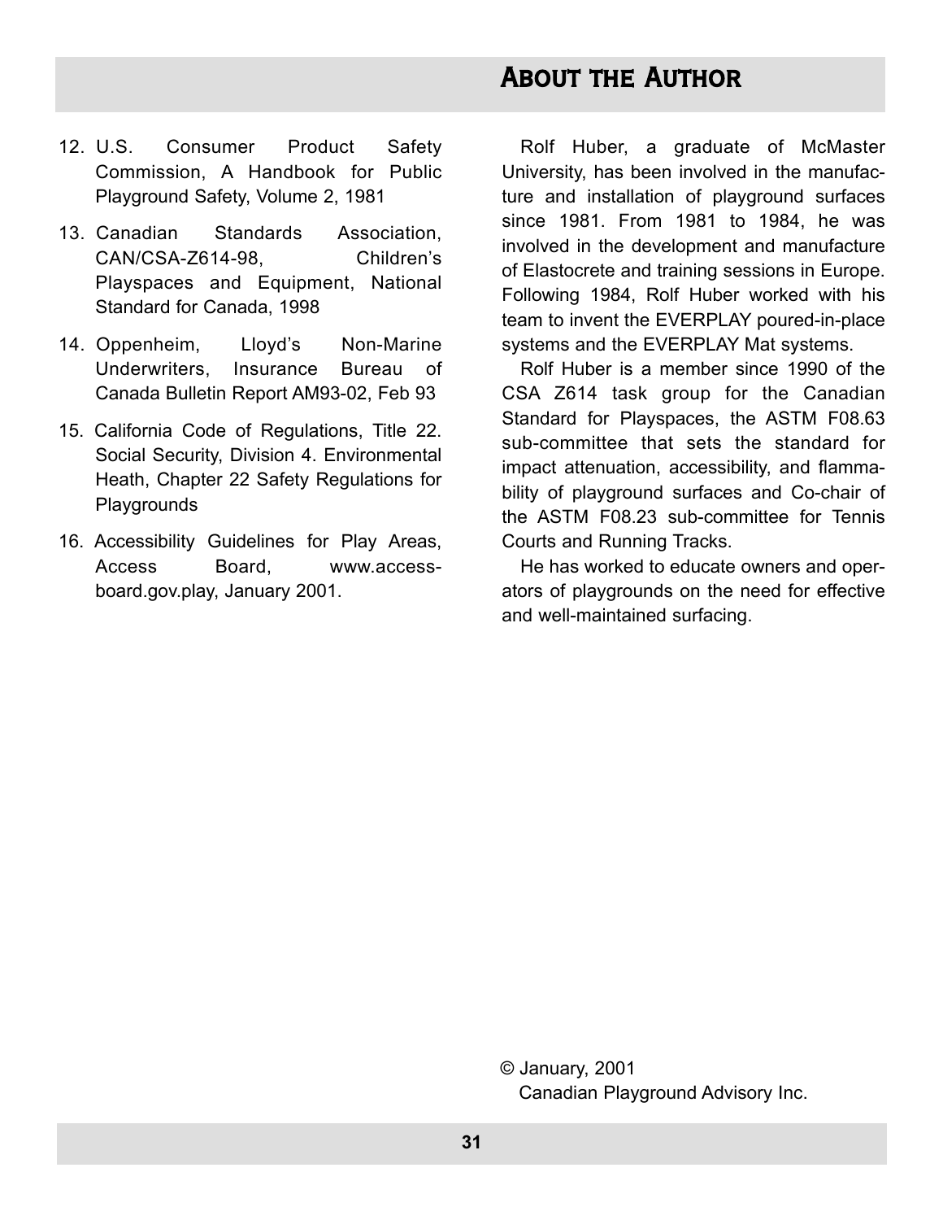12. U.S. Consumer Product Safety Commission, A Handbook for Public Playground Safety, Volume 2, 1981

13. Canadian Standards Association, CAN/CSA-Z614-98, Children's Playspaces and Equipment, National Standard for Canada, 1998

14. Oppenheim, Lloyd's Non-Marine Underwriters, Insurance Bureau of Canada Bulletin Report AM93-02, Feb 93

15. California Code of Regulations, Title 22. Social Security, Division 4. Environmental Heath, Chapter 22 Safety Regulations for Playgrounds

16. Accessibility Guidelines for Play Areas, Access Board, www.access-board.gov.play, January 2001.

# About the Author

Rolf Huber, a graduate of McMaster University, has been involved in the manufacture and installation of playground surfaces since 1981. From 1981 to 1984, he was involved in the development and manufacture of Elastocrete and training sessions in Europe. Following 1984, Rolf Huber worked with his team to invent the EVERPLAY poured-in-place systems and the EVERPLAY Mat systems.

Rolf Huber is a member since 1990 of the CSA Z614 task group for the Canadian Standard for Playspaces, the ASTM F08.63 sub-committee that sets the standard for impact attenuation, accessibility, and flammability of playground surfaces and Co-chair of the ASTM F08.23 sub-committee for Tennis Courts and Running Tracks.

He has worked to educate owners and operators of playgrounds on the need for effective and well-maintained surfacing.

© January, 2001
Canadian Playground Advisory Inc.